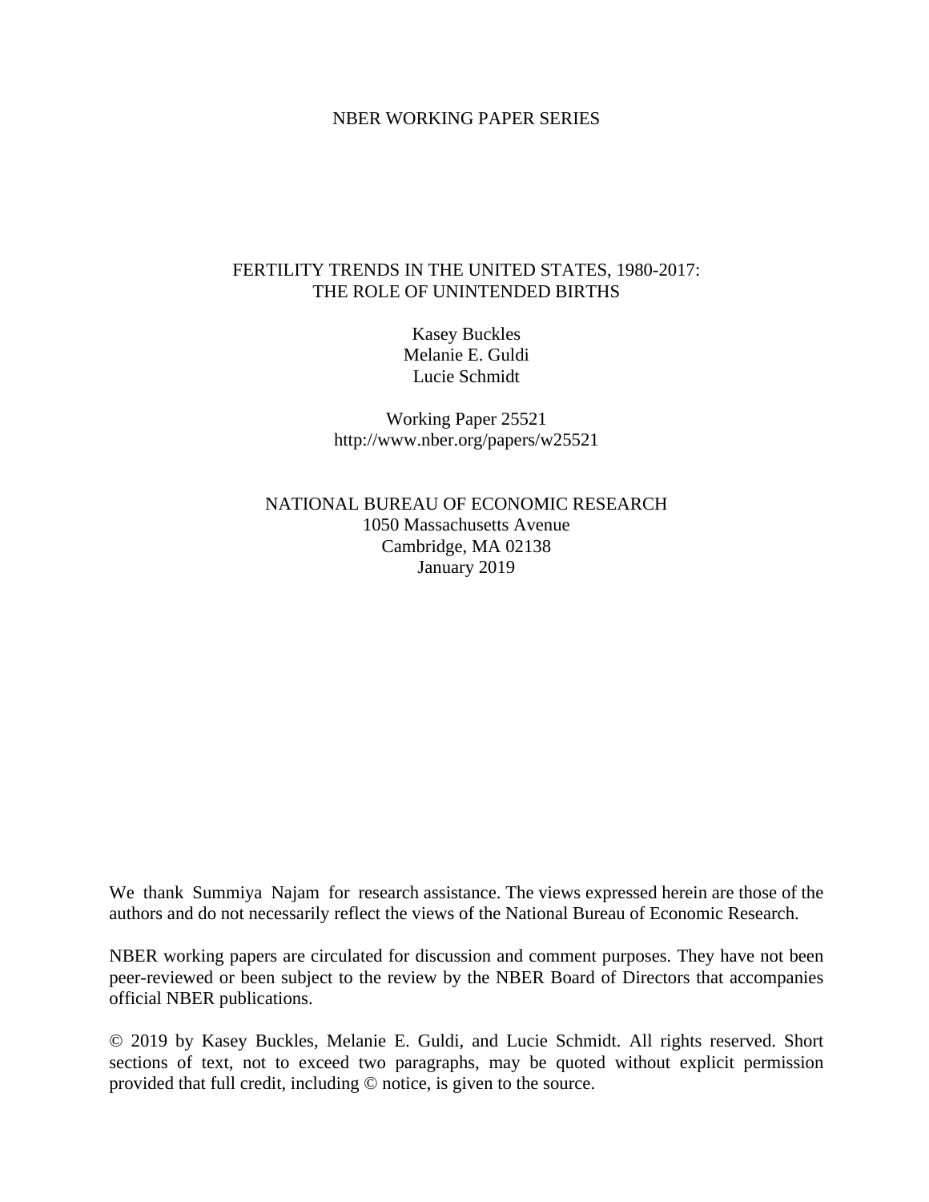NBER WORKING PAPER SERIES

# FERTILITY TRENDS IN THE UNITED STATES, 1980-2017: THE ROLE OF UNINTENDED BIRTHS

Kasey Buckles
Melanie E. Guldi
Lucie Schmidt

Working Paper 25521
http://www.nber.org/papers/w25521

NATIONAL BUREAU OF ECONOMIC RESEARCH
1050 Massachusetts Avenue
Cambridge, MA 02138
January 2019

We thank Summiya Najam for research assistance. The views expressed herein are those of the authors and do not necessarily reflect the views of the National Bureau of Economic Research.

NBER working papers are circulated for discussion and comment purposes. They have not been peer-reviewed or been subject to the review by the NBER Board of Directors that accompanies official NBER publications.

© 2019 by Kasey Buckles, Melanie E. Guldi, and Lucie Schmidt. All rights reserved. Short sections of text, not to exceed two paragraphs, may be quoted without explicit permission provided that full credit, including © notice, is given to the source.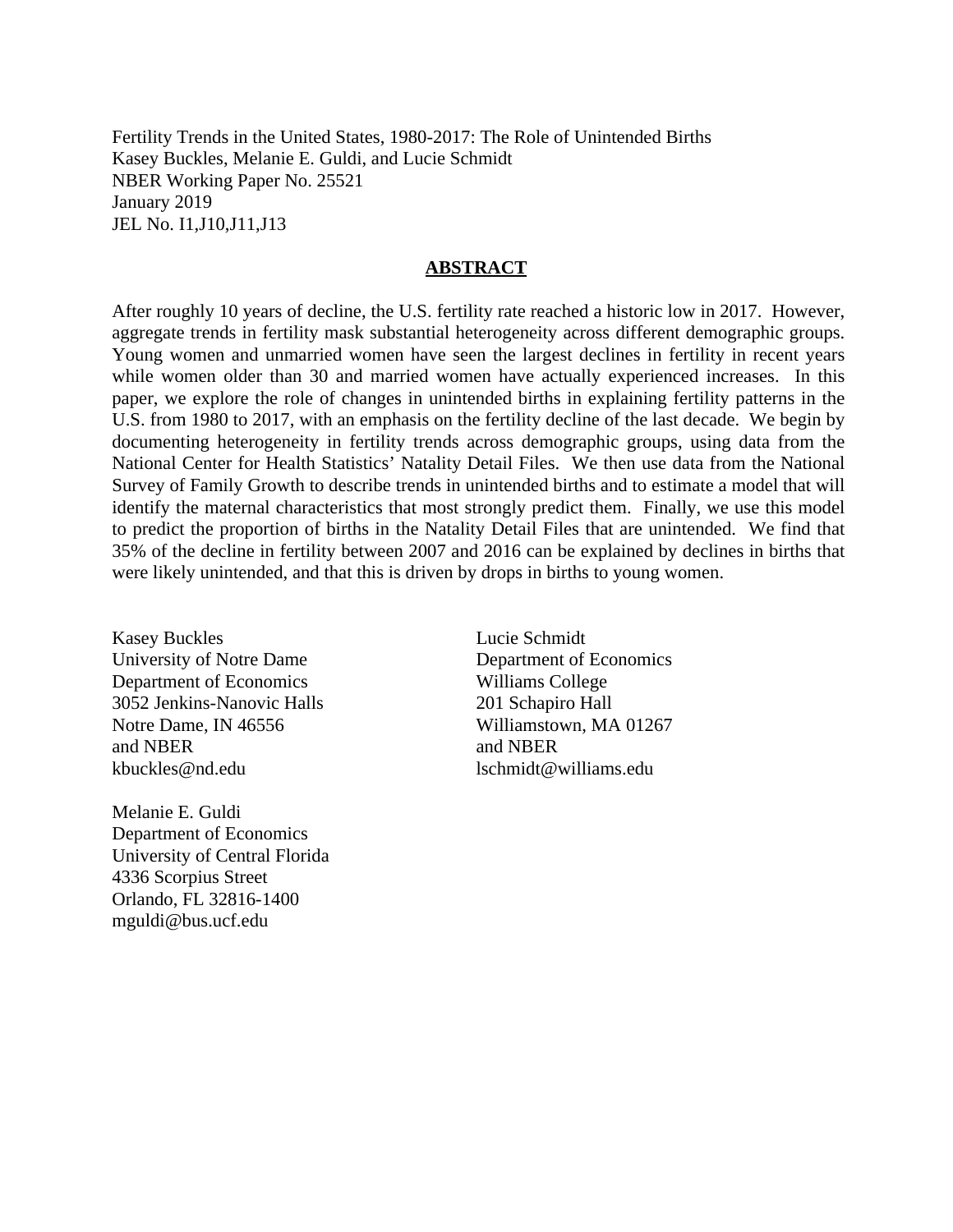Fertility Trends in the United States, 1980-2017: The Role of Unintended Births
Kasey Buckles, Melanie E. Guldi, and Lucie Schmidt
NBER Working Paper No. 25521
January 2019
JEL No. I1,J10,J11,J13

## ABSTRACT

After roughly 10 years of decline, the U.S. fertility rate reached a historic low in 2017. However, aggregate trends in fertility mask substantial heterogeneity across different demographic groups. Young women and unmarried women have seen the largest declines in fertility in recent years while women older than 30 and married women have actually experienced increases. In this paper, we explore the role of changes in unintended births in explaining fertility patterns in the U.S. from 1980 to 2017, with an emphasis on the fertility decline of the last decade. We begin by documenting heterogeneity in fertility trends across demographic groups, using data from the National Center for Health Statistics' Natality Detail Files. We then use data from the National Survey of Family Growth to describe trends in unintended births and to estimate a model that will identify the maternal characteristics that most strongly predict them. Finally, we use this model to predict the proportion of births in the Natality Detail Files that are unintended. We find that 35% of the decline in fertility between 2007 and 2016 can be explained by declines in births that were likely unintended, and that this is driven by drops in births to young women.

Kasey Buckles
University of Notre Dame
Department of Economics
3052 Jenkins-Nanovic Halls
Notre Dame, IN 46556
and NBER
kbuckles@nd.edu

Lucie Schmidt
Department of Economics
Williams College
201 Schapiro Hall
Williamstown, MA 01267
and NBER
lschmidt@williams.edu

Melanie E. Guldi
Department of Economics
University of Central Florida
4336 Scorpius Street
Orlando, FL 32816-1400
mguldi@bus.ucf.edu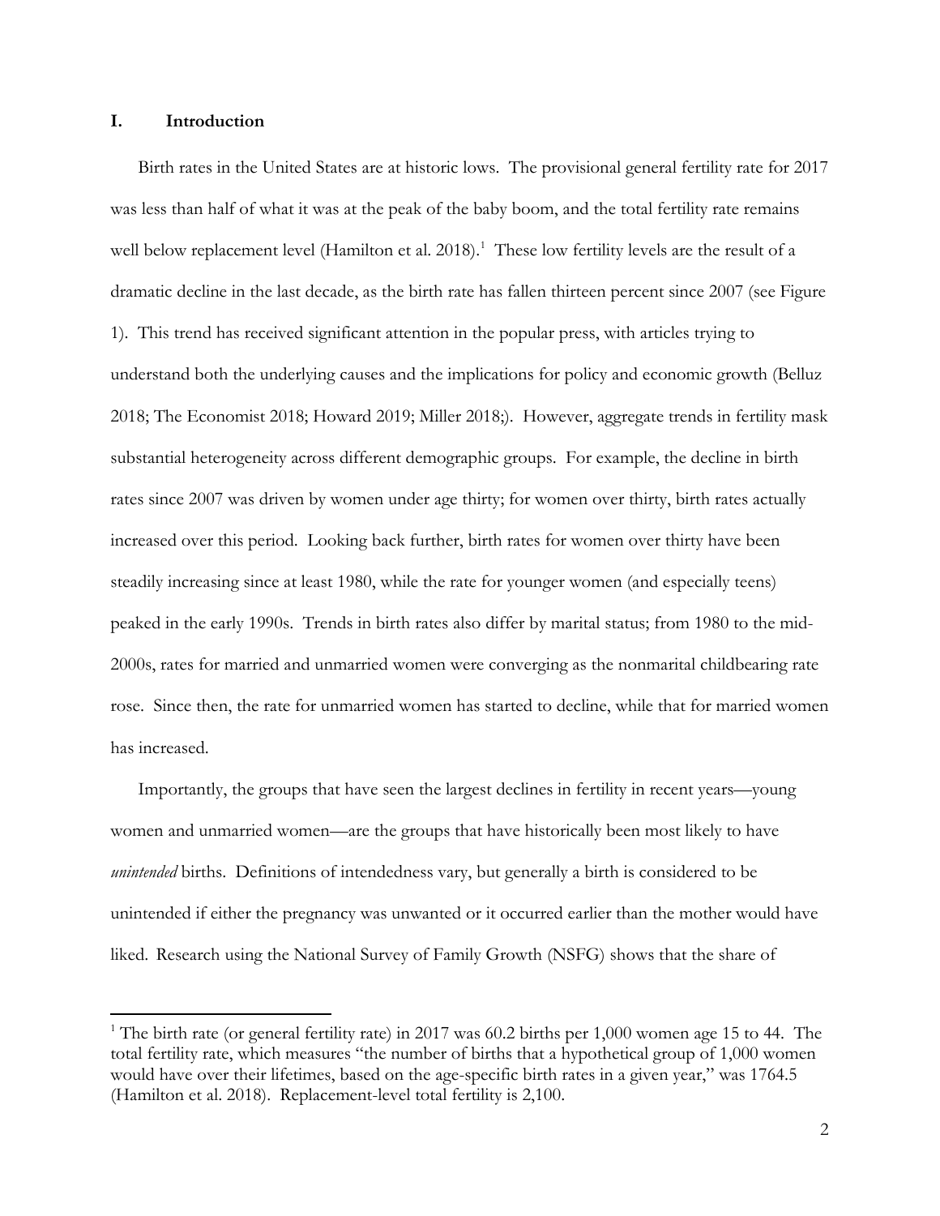## I. Introduction

Birth rates in the United States are at historic lows. The provisional general fertility rate for 2017 was less than half of what it was at the peak of the baby boom, and the total fertility rate remains well below replacement level (Hamilton et al. 2018).[1] These low fertility levels are the result of a dramatic decline in the last decade, as the birth rate has fallen thirteen percent since 2007 (see Figure 1). This trend has received significant attention in the popular press, with articles trying to understand both the underlying causes and the implications for policy and economic growth (Belluz 2018; The Economist 2018; Howard 2019; Miller 2018;). However, aggregate trends in fertility mask substantial heterogeneity across different demographic groups. For example, the decline in birth rates since 2007 was driven by women under age thirty; for women over thirty, birth rates actually increased over this period. Looking back further, birth rates for women over thirty have been steadily increasing since at least 1980, while the rate for younger women (and especially teens) peaked in the early 1990s. Trends in birth rates also differ by marital status; from 1980 to the mid-2000s, rates for married and unmarried women were converging as the nonmarital childbearing rate rose. Since then, the rate for unmarried women has started to decline, while that for married women has increased.

Importantly, the groups that have seen the largest declines in fertility in recent years—young women and unmarried women—are the groups that have historically been most likely to have *unintended* births. Definitions of intendedness vary, but generally a birth is considered to be unintended if either the pregnancy was unwanted or it occurred earlier than the mother would have liked. Research using the National Survey of Family Growth (NSFG) shows that the share of

[1] The birth rate (or general fertility rate) in 2017 was 60.2 births per 1,000 women age 15 to 44. The total fertility rate, which measures "the number of births that a hypothetical group of 1,000 women would have over their lifetimes, based on the age-specific birth rates in a given year," was 1764.5 (Hamilton et al. 2018). Replacement-level total fertility is 2,100.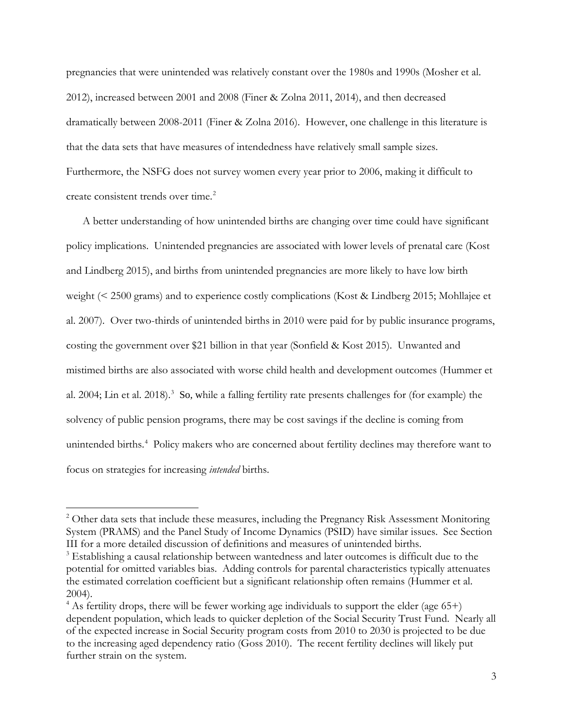pregnancies that were unintended was relatively constant over the 1980s and 1990s (Mosher et al. 2012), increased between 2001 and 2008 (Finer & Zolna 2011, 2014), and then decreased dramatically between 2008-2011 (Finer & Zolna 2016). However, one challenge in this literature is that the data sets that have measures of intendedness have relatively small sample sizes. Furthermore, the NSFG does not survey women every year prior to 2006, making it difficult to create consistent trends over time.[2]

A better understanding of how unintended births are changing over time could have significant policy implications. Unintended pregnancies are associated with lower levels of prenatal care (Kost and Lindberg 2015), and births from unintended pregnancies are more likely to have low birth weight (< 2500 grams) and to experience costly complications (Kost & Lindberg 2015; Mohllajee et al. 2007). Over two-thirds of unintended births in 2010 were paid for by public insurance programs, costing the government over $21 billion in that year (Sonfield & Kost 2015). Unwanted and mistimed births are also associated with worse child health and development outcomes (Hummer et al. 2004; Lin et al. 2018).[3] So, while a falling fertility rate presents challenges for (for example) the solvency of public pension programs, there may be cost savings if the decline is coming from unintended births.[4] Policy makers who are concerned about fertility declines may therefore want to focus on strategies for increasing *intended* births.

[2] Other data sets that include these measures, including the Pregnancy Risk Assessment Monitoring System (PRAMS) and the Panel Study of Income Dynamics (PSID) have similar issues. See Section III for a more detailed discussion of definitions and measures of unintended births.

[3] Establishing a causal relationship between wantedness and later outcomes is difficult due to the potential for omitted variables bias. Adding controls for parental characteristics typically attenuates the estimated correlation coefficient but a significant relationship often remains (Hummer et al. 2004).

[4] As fertility drops, there will be fewer working age individuals to support the elder (age 65+) dependent population, which leads to quicker depletion of the Social Security Trust Fund. Nearly all of the expected increase in Social Security program costs from 2010 to 2030 is projected to be due to the increasing aged dependency ratio (Goss 2010). The recent fertility declines will likely put further strain on the system.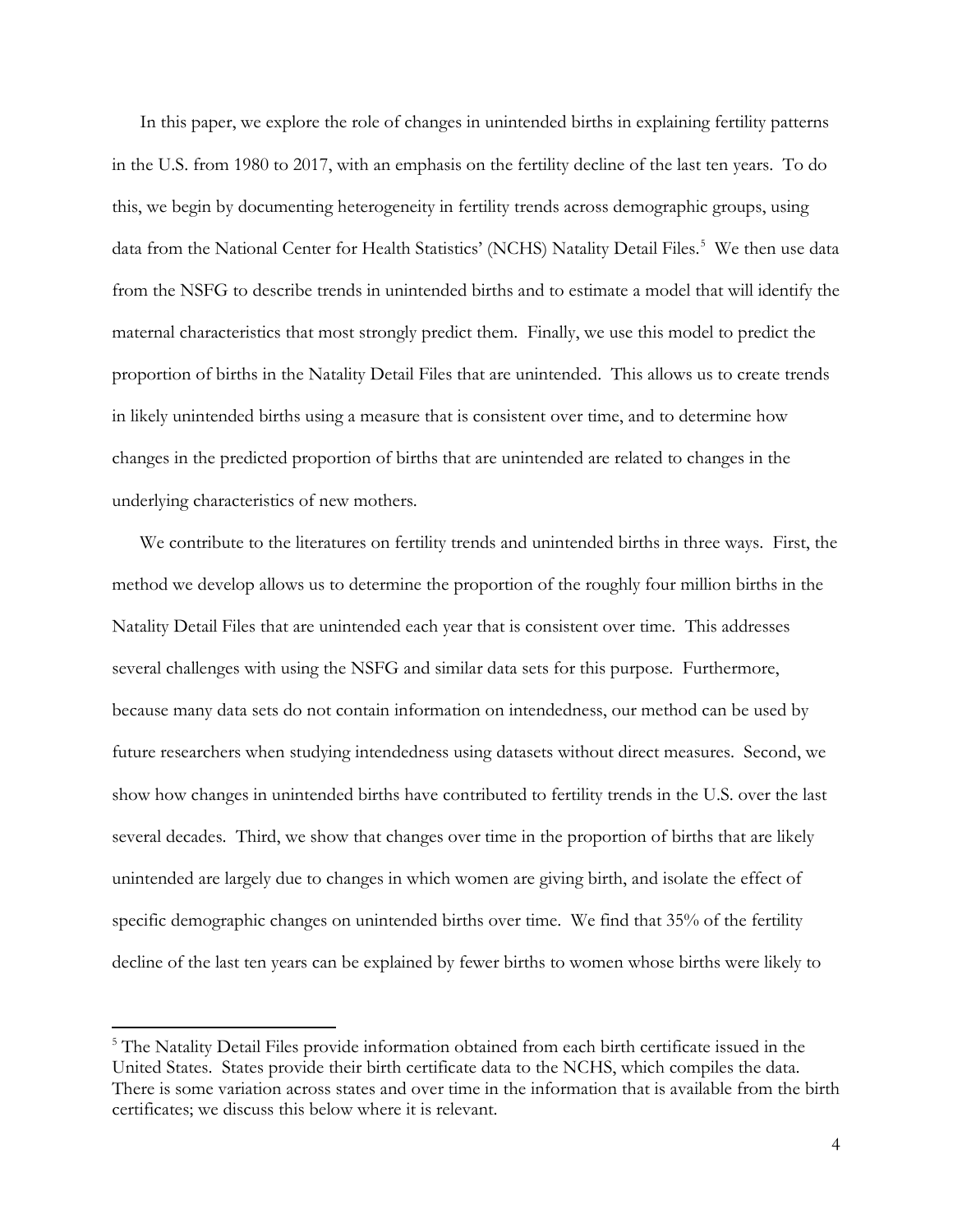In this paper, we explore the role of changes in unintended births in explaining fertility patterns in the U.S. from 1980 to 2017, with an emphasis on the fertility decline of the last ten years. To do this, we begin by documenting heterogeneity in fertility trends across demographic groups, using data from the National Center for Health Statistics' (NCHS) Natality Detail Files.[5] We then use data from the NSFG to describe trends in unintended births and to estimate a model that will identify the maternal characteristics that most strongly predict them. Finally, we use this model to predict the proportion of births in the Natality Detail Files that are unintended. This allows us to create trends in likely unintended births using a measure that is consistent over time, and to determine how changes in the predicted proportion of births that are unintended are related to changes in the underlying characteristics of new mothers.

We contribute to the literatures on fertility trends and unintended births in three ways. First, the method we develop allows us to determine the proportion of the roughly four million births in the Natality Detail Files that are unintended each year that is consistent over time. This addresses several challenges with using the NSFG and similar data sets for this purpose. Furthermore, because many data sets do not contain information on intendedness, our method can be used by future researchers when studying intendedness using datasets without direct measures. Second, we show how changes in unintended births have contributed to fertility trends in the U.S. over the last several decades. Third, we show that changes over time in the proportion of births that are likely unintended are largely due to changes in which women are giving birth, and isolate the effect of specific demographic changes on unintended births over time. We find that 35% of the fertility decline of the last ten years can be explained by fewer births to women whose births were likely to

[5] The Natality Detail Files provide information obtained from each birth certificate issued in the United States. States provide their birth certificate data to the NCHS, which compiles the data. There is some variation across states and over time in the information that is available from the birth certificates; we discuss this below where it is relevant.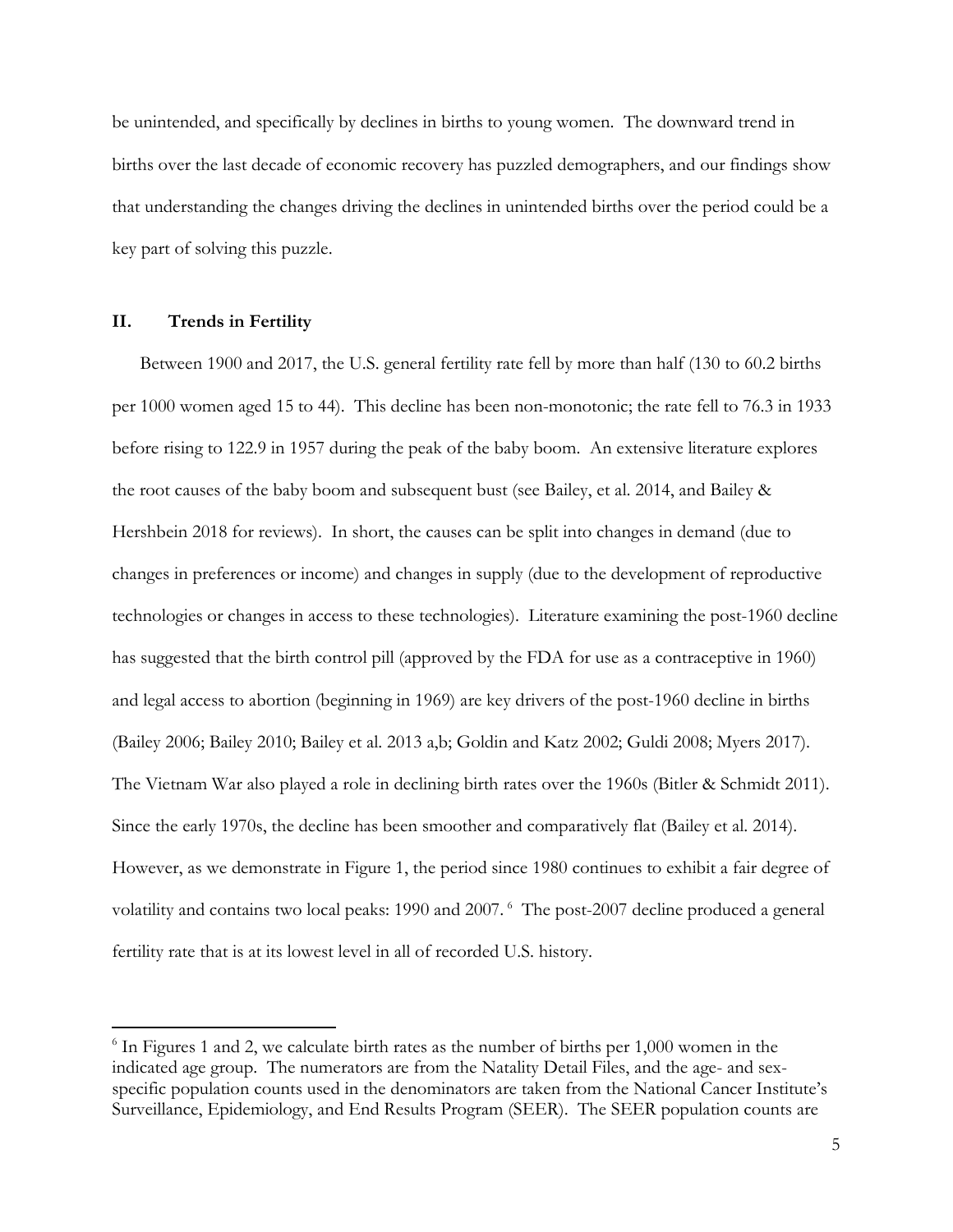be unintended, and specifically by declines in births to young women. The downward trend in births over the last decade of economic recovery has puzzled demographers, and our findings show that understanding the changes driving the declines in unintended births over the period could be a key part of solving this puzzle.

## II. Trends in Fertility

Between 1900 and 2017, the U.S. general fertility rate fell by more than half (130 to 60.2 births per 1000 women aged 15 to 44). This decline has been non-monotonic; the rate fell to 76.3 in 1933 before rising to 122.9 in 1957 during the peak of the baby boom. An extensive literature explores the root causes of the baby boom and subsequent bust (see Bailey, et al. 2014, and Bailey & Hershbein 2018 for reviews). In short, the causes can be split into changes in demand (due to changes in preferences or income) and changes in supply (due to the development of reproductive technologies or changes in access to these technologies). Literature examining the post-1960 decline has suggested that the birth control pill (approved by the FDA for use as a contraceptive in 1960) and legal access to abortion (beginning in 1969) are key drivers of the post-1960 decline in births (Bailey 2006; Bailey 2010; Bailey et al. 2013 a,b; Goldin and Katz 2002; Guldi 2008; Myers 2017). The Vietnam War also played a role in declining birth rates over the 1960s (Bitler & Schmidt 2011). Since the early 1970s, the decline has been smoother and comparatively flat (Bailey et al. 2014). However, as we demonstrate in Figure 1, the period since 1980 continues to exhibit a fair degree of volatility and contains two local peaks: 1990 and 2007. [6] The post-2007 decline produced a general fertility rate that is at its lowest level in all of recorded U.S. history.

[6] In Figures 1 and 2, we calculate birth rates as the number of births per 1,000 women in the indicated age group. The numerators are from the Natality Detail Files, and the age- and sex-specific population counts used in the denominators are taken from the National Cancer Institute's Surveillance, Epidemiology, and End Results Program (SEER). The SEER population counts are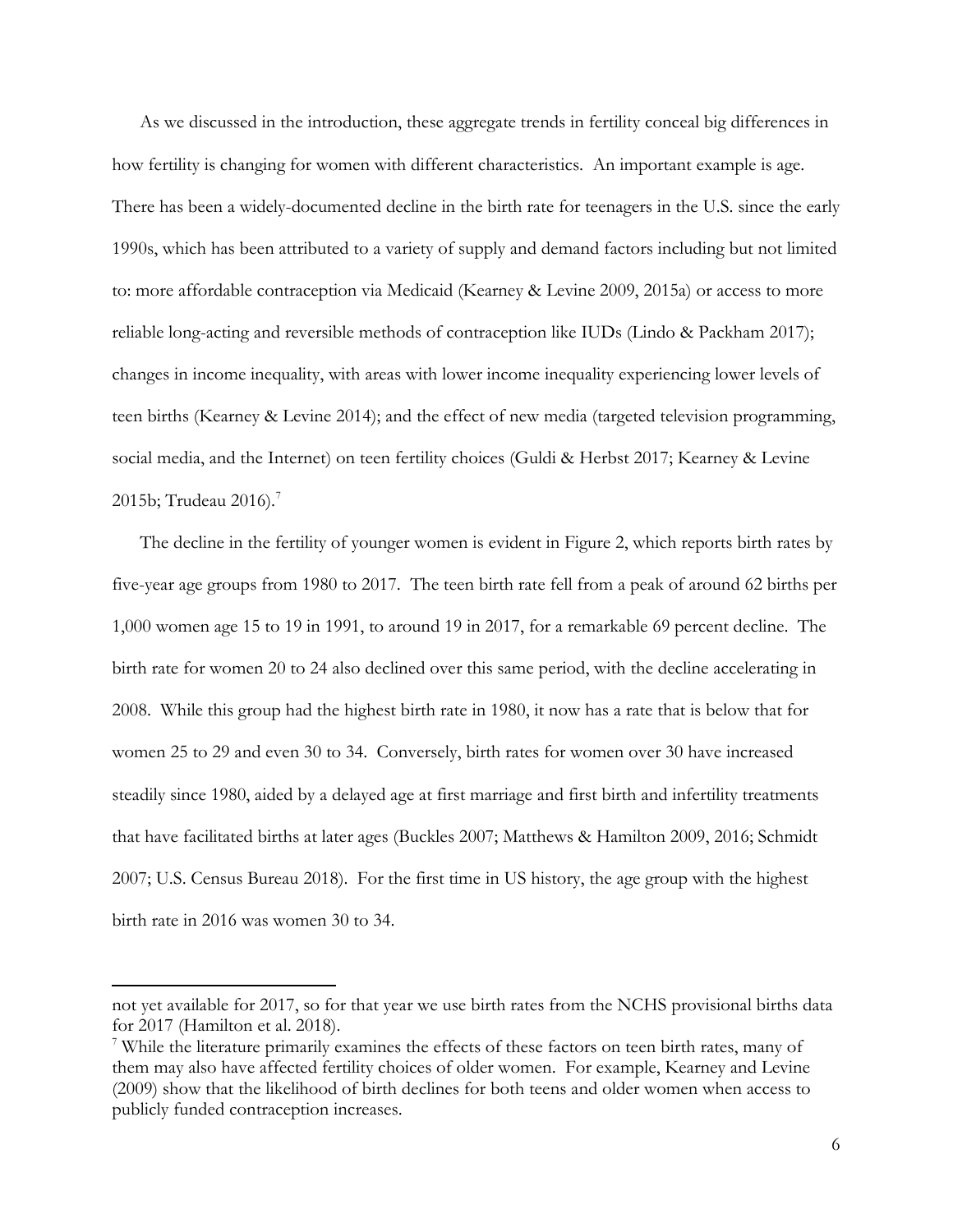As we discussed in the introduction, these aggregate trends in fertility conceal big differences in how fertility is changing for women with different characteristics. An important example is age. There has been a widely-documented decline in the birth rate for teenagers in the U.S. since the early 1990s, which has been attributed to a variety of supply and demand factors including but not limited to: more affordable contraception via Medicaid (Kearney & Levine 2009, 2015a) or access to more reliable long-acting and reversible methods of contraception like IUDs (Lindo & Packham 2017); changes in income inequality, with areas with lower income inequality experiencing lower levels of teen births (Kearney & Levine 2014); and the effect of new media (targeted television programming, social media, and the Internet) on teen fertility choices (Guldi & Herbst 2017; Kearney & Levine 2015b; Trudeau 2016).[7]

The decline in the fertility of younger women is evident in Figure 2, which reports birth rates by five-year age groups from 1980 to 2017. The teen birth rate fell from a peak of around 62 births per 1,000 women age 15 to 19 in 1991, to around 19 in 2017, for a remarkable 69 percent decline. The birth rate for women 20 to 24 also declined over this same period, with the decline accelerating in 2008. While this group had the highest birth rate in 1980, it now has a rate that is below that for women 25 to 29 and even 30 to 34. Conversely, birth rates for women over 30 have increased steadily since 1980, aided by a delayed age at first marriage and first birth and infertility treatments that have facilitated births at later ages (Buckles 2007; Matthews & Hamilton 2009, 2016; Schmidt 2007; U.S. Census Bureau 2018). For the first time in US history, the age group with the highest birth rate in 2016 was women 30 to 34.

---

not yet available for 2017, so for that year we use birth rates from the NCHS provisional births data for 2017 (Hamilton et al. 2018).

[7] While the literature primarily examines the effects of these factors on teen birth rates, many of them may also have affected fertility choices of older women. For example, Kearney and Levine (2009) show that the likelihood of birth declines for both teens and older women when access to publicly funded contraception increases.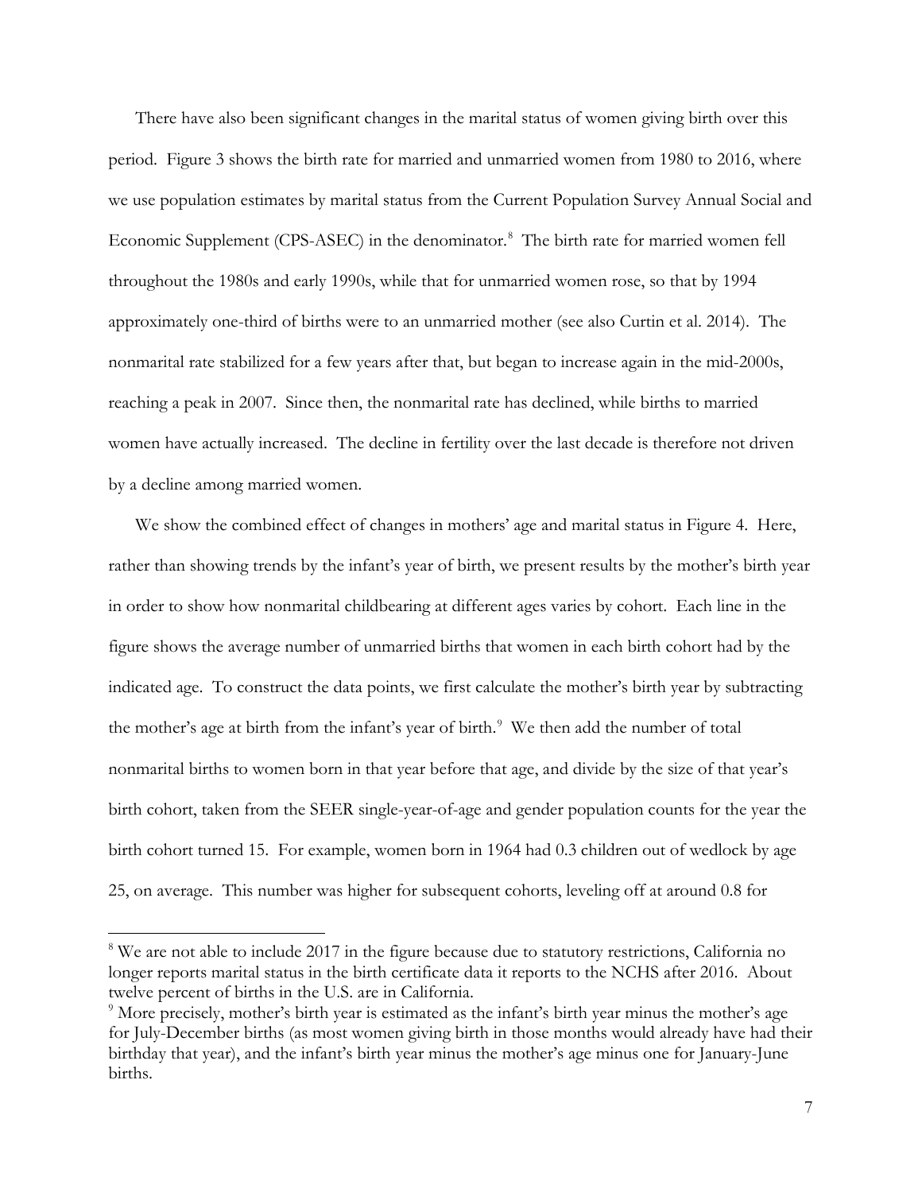There have also been significant changes in the marital status of women giving birth over this period. Figure 3 shows the birth rate for married and unmarried women from 1980 to 2016, where we use population estimates by marital status from the Current Population Survey Annual Social and Economic Supplement (CPS-ASEC) in the denominator.[8] The birth rate for married women fell throughout the 1980s and early 1990s, while that for unmarried women rose, so that by 1994 approximately one-third of births were to an unmarried mother (see also Curtin et al. 2014). The nonmarital rate stabilized for a few years after that, but began to increase again in the mid-2000s, reaching a peak in 2007. Since then, the nonmarital rate has declined, while births to married women have actually increased. The decline in fertility over the last decade is therefore not driven by a decline among married women.

We show the combined effect of changes in mothers' age and marital status in Figure 4. Here, rather than showing trends by the infant's year of birth, we present results by the mother's birth year in order to show how nonmarital childbearing at different ages varies by cohort. Each line in the figure shows the average number of unmarried births that women in each birth cohort had by the indicated age. To construct the data points, we first calculate the mother's birth year by subtracting the mother's age at birth from the infant's year of birth.[9] We then add the number of total nonmarital births to women born in that year before that age, and divide by the size of that year's birth cohort, taken from the SEER single-year-of-age and gender population counts for the year the birth cohort turned 15. For example, women born in 1964 had 0.3 children out of wedlock by age 25, on average. This number was higher for subsequent cohorts, leveling off at around 0.8 for

[8] We are not able to include 2017 in the figure because due to statutory restrictions, California no longer reports marital status in the birth certificate data it reports to the NCHS after 2016. About twelve percent of births in the U.S. are in California.

[9] More precisely, mother's birth year is estimated as the infant's birth year minus the mother's age for July-December births (as most women giving birth in those months would already have had their birthday that year), and the infant's birth year minus the mother's age minus one for January-June births.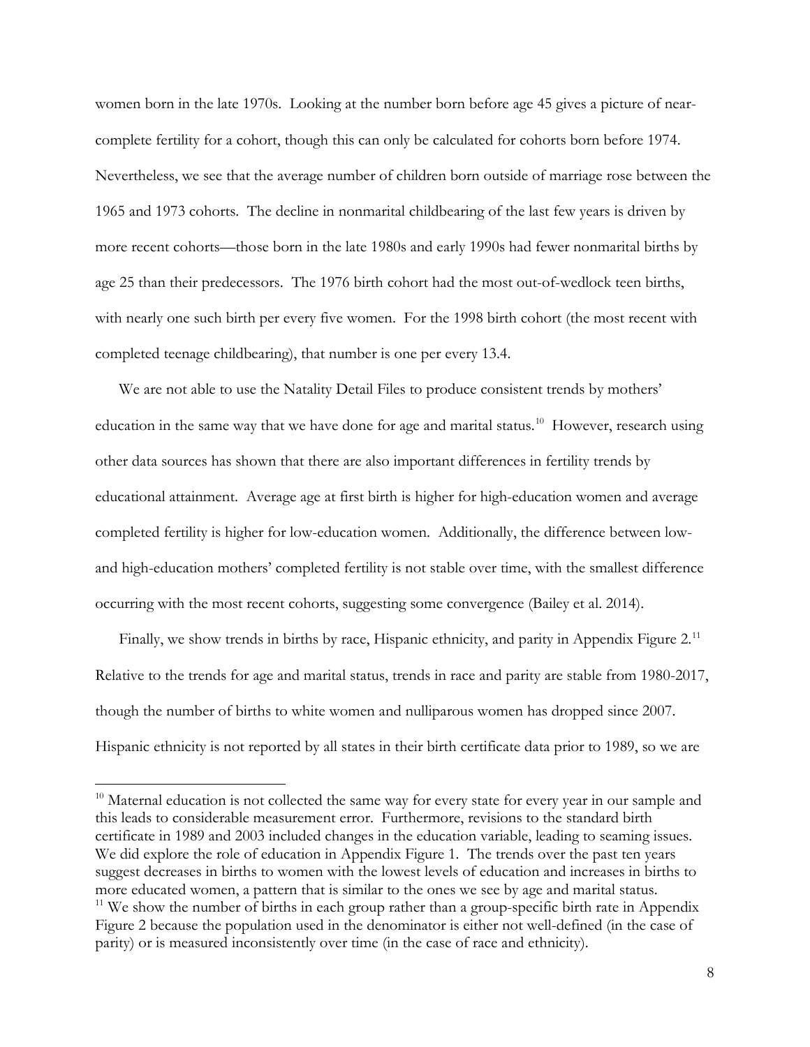women born in the late 1970s. Looking at the number born before age 45 gives a picture of near-complete fertility for a cohort, though this can only be calculated for cohorts born before 1974. Nevertheless, we see that the average number of children born outside of marriage rose between the 1965 and 1973 cohorts. The decline in nonmarital childbearing of the last few years is driven by more recent cohorts—those born in the late 1980s and early 1990s had fewer nonmarital births by age 25 than their predecessors. The 1976 birth cohort had the most out-of-wedlock teen births, with nearly one such birth per every five women. For the 1998 birth cohort (the most recent with completed teenage childbearing), that number is one per every 13.4.

We are not able to use the Natality Detail Files to produce consistent trends by mothers' education in the same way that we have done for age and marital status.[10] However, research using other data sources has shown that there are also important differences in fertility trends by educational attainment. Average age at first birth is higher for high-education women and average completed fertility is higher for low-education women. Additionally, the difference between low- and high-education mothers' completed fertility is not stable over time, with the smallest difference occurring with the most recent cohorts, suggesting some convergence (Bailey et al. 2014).

Finally, we show trends in births by race, Hispanic ethnicity, and parity in Appendix Figure 2.[11] Relative to the trends for age and marital status, trends in race and parity are stable from 1980-2017, though the number of births to white women and nulliparous women has dropped since 2007. Hispanic ethnicity is not reported by all states in their birth certificate data prior to 1989, so we are

---

[10] Maternal education is not collected the same way for every state for every year in our sample and this leads to considerable measurement error. Furthermore, revisions to the standard birth certificate in 1989 and 2003 included changes in the education variable, leading to seaming issues. We did explore the role of education in Appendix Figure 1. The trends over the past ten years suggest decreases in births to women with the lowest levels of education and increases in births to more educated women, a pattern that is similar to the ones we see by age and marital status.

[11] We show the number of births in each group rather than a group-specific birth rate in Appendix Figure 2 because the population used in the denominator is either not well-defined (in the case of parity) or is measured inconsistently over time (in the case of race and ethnicity).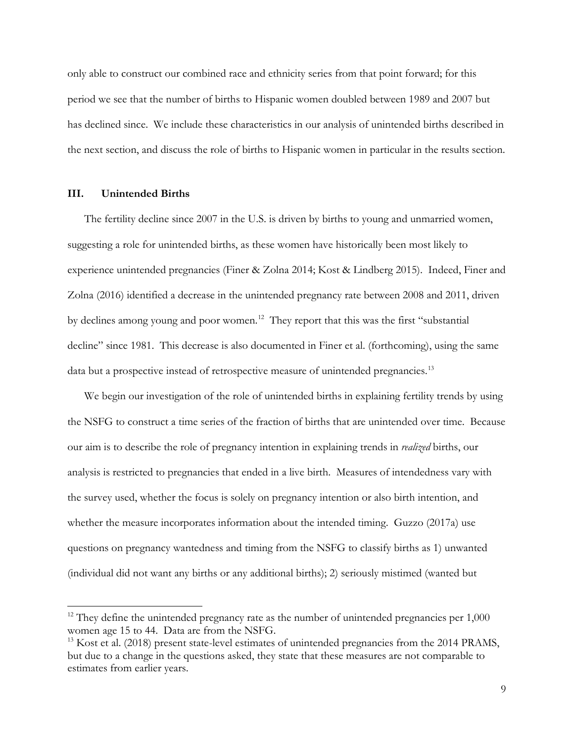only able to construct our combined race and ethnicity series from that point forward; for this period we see that the number of births to Hispanic women doubled between 1989 and 2007 but has declined since. We include these characteristics in our analysis of unintended births described in the next section, and discuss the role of births to Hispanic women in particular in the results section.

## III. Unintended Births

The fertility decline since 2007 in the U.S. is driven by births to young and unmarried women, suggesting a role for unintended births, as these women have historically been most likely to experience unintended pregnancies (Finer & Zolna 2014; Kost & Lindberg 2015). Indeed, Finer and Zolna (2016) identified a decrease in the unintended pregnancy rate between 2008 and 2011, driven by declines among young and poor women.[12] They report that this was the first "substantial decline" since 1981. This decrease is also documented in Finer et al. (forthcoming), using the same data but a prospective instead of retrospective measure of unintended pregnancies.[13]

We begin our investigation of the role of unintended births in explaining fertility trends by using the NSFG to construct a time series of the fraction of births that are unintended over time. Because our aim is to describe the role of pregnancy intention in explaining trends in *realized* births, our analysis is restricted to pregnancies that ended in a live birth. Measures of intendedness vary with the survey used, whether the focus is solely on pregnancy intention or also birth intention, and whether the measure incorporates information about the intended timing. Guzzo (2017a) use questions on pregnancy wantedness and timing from the NSFG to classify births as 1) unwanted (individual did not want any births or any additional births); 2) seriously mistimed (wanted but

[12] They define the unintended pregnancy rate as the number of unintended pregnancies per 1,000 women age 15 to 44. Data are from the NSFG.

[13] Kost et al. (2018) present state-level estimates of unintended pregnancies from the 2014 PRAMS, but due to a change in the questions asked, they state that these measures are not comparable to estimates from earlier years.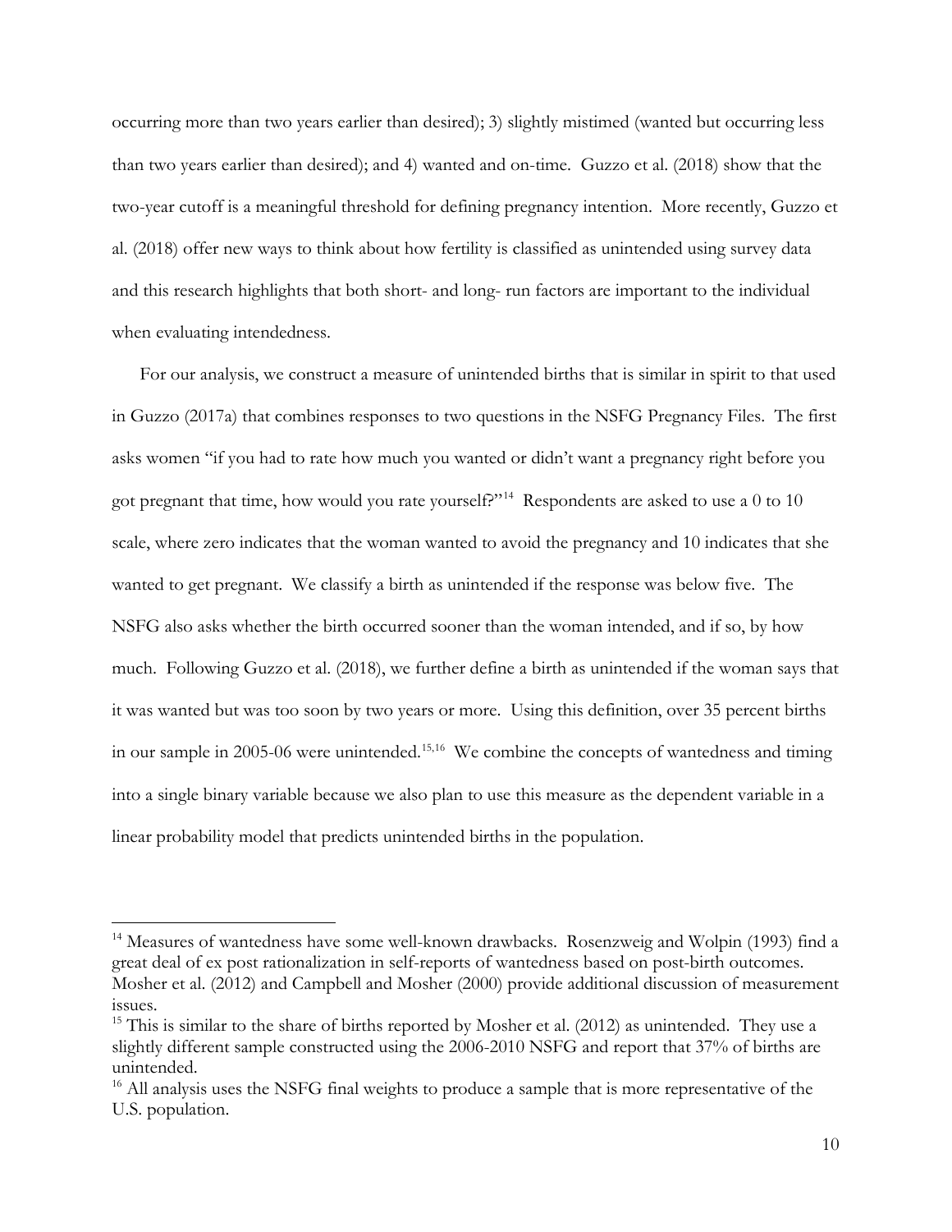occurring more than two years earlier than desired); 3) slightly mistimed (wanted but occurring less than two years earlier than desired); and 4) wanted and on-time. Guzzo et al. (2018) show that the two-year cutoff is a meaningful threshold for defining pregnancy intention. More recently, Guzzo et al. (2018) offer new ways to think about how fertility is classified as unintended using survey data and this research highlights that both short- and long- run factors are important to the individual when evaluating intendedness.

For our analysis, we construct a measure of unintended births that is similar in spirit to that used in Guzzo (2017a) that combines responses to two questions in the NSFG Pregnancy Files. The first asks women "if you had to rate how much you wanted or didn't want a pregnancy right before you got pregnant that time, how would you rate yourself?"[14] Respondents are asked to use a 0 to 10 scale, where zero indicates that the woman wanted to avoid the pregnancy and 10 indicates that she wanted to get pregnant. We classify a birth as unintended if the response was below five. The NSFG also asks whether the birth occurred sooner than the woman intended, and if so, by how much. Following Guzzo et al. (2018), we further define a birth as unintended if the woman says that it was wanted but was too soon by two years or more. Using this definition, over 35 percent births in our sample in 2005-06 were unintended.[15,16] We combine the concepts of wantedness and timing into a single binary variable because we also plan to use this measure as the dependent variable in a linear probability model that predicts unintended births in the population.

---

[14] Measures of wantedness have some well-known drawbacks. Rosenzweig and Wolpin (1993) find a great deal of ex post rationalization in self-reports of wantedness based on post-birth outcomes. Mosher et al. (2012) and Campbell and Mosher (2000) provide additional discussion of measurement issues.

[15] This is similar to the share of births reported by Mosher et al. (2012) as unintended. They use a slightly different sample constructed using the 2006-2010 NSFG and report that 37% of births are unintended.

[16] All analysis uses the NSFG final weights to produce a sample that is more representative of the U.S. population.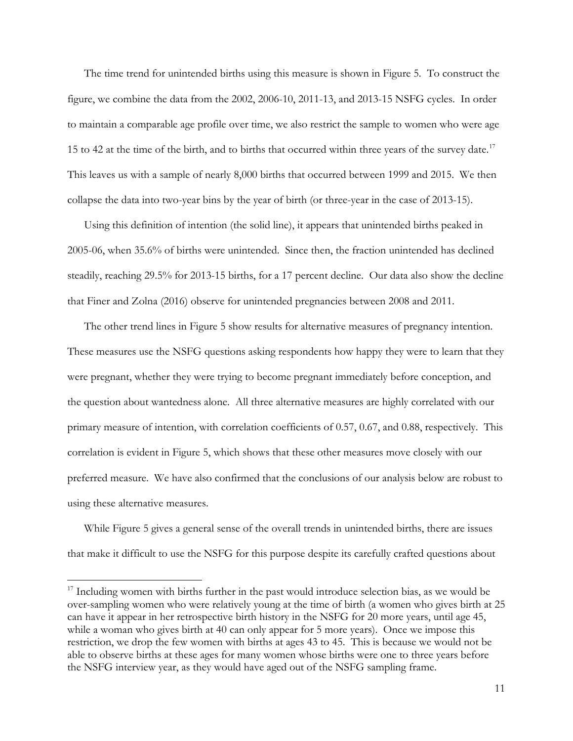The time trend for unintended births using this measure is shown in Figure 5. To construct the figure, we combine the data from the 2002, 2006-10, 2011-13, and 2013-15 NSFG cycles. In order to maintain a comparable age profile over time, we also restrict the sample to women who were age 15 to 42 at the time of the birth, and to births that occurred within three years of the survey date.[17] This leaves us with a sample of nearly 8,000 births that occurred between 1999 and 2015. We then collapse the data into two-year bins by the year of birth (or three-year in the case of 2013-15).

Using this definition of intention (the solid line), it appears that unintended births peaked in 2005-06, when 35.6% of births were unintended. Since then, the fraction unintended has declined steadily, reaching 29.5% for 2013-15 births, for a 17 percent decline. Our data also show the decline that Finer and Zolna (2016) observe for unintended pregnancies between 2008 and 2011.

The other trend lines in Figure 5 show results for alternative measures of pregnancy intention. These measures use the NSFG questions asking respondents how happy they were to learn that they were pregnant, whether they were trying to become pregnant immediately before conception, and the question about wantedness alone. All three alternative measures are highly correlated with our primary measure of intention, with correlation coefficients of 0.57, 0.67, and 0.88, respectively. This correlation is evident in Figure 5, which shows that these other measures move closely with our preferred measure. We have also confirmed that the conclusions of our analysis below are robust to using these alternative measures.

While Figure 5 gives a general sense of the overall trends in unintended births, there are issues that make it difficult to use the NSFG for this purpose despite its carefully crafted questions about

[17] Including women with births further in the past would introduce selection bias, as we would be over-sampling women who were relatively young at the time of birth (a women who gives birth at 25 can have it appear in her retrospective birth history in the NSFG for 20 more years, until age 45, while a woman who gives birth at 40 can only appear for 5 more years). Once we impose this restriction, we drop the few women with births at ages 43 to 45. This is because we would not be able to observe births at these ages for many women whose births were one to three years before the NSFG interview year, as they would have aged out of the NSFG sampling frame.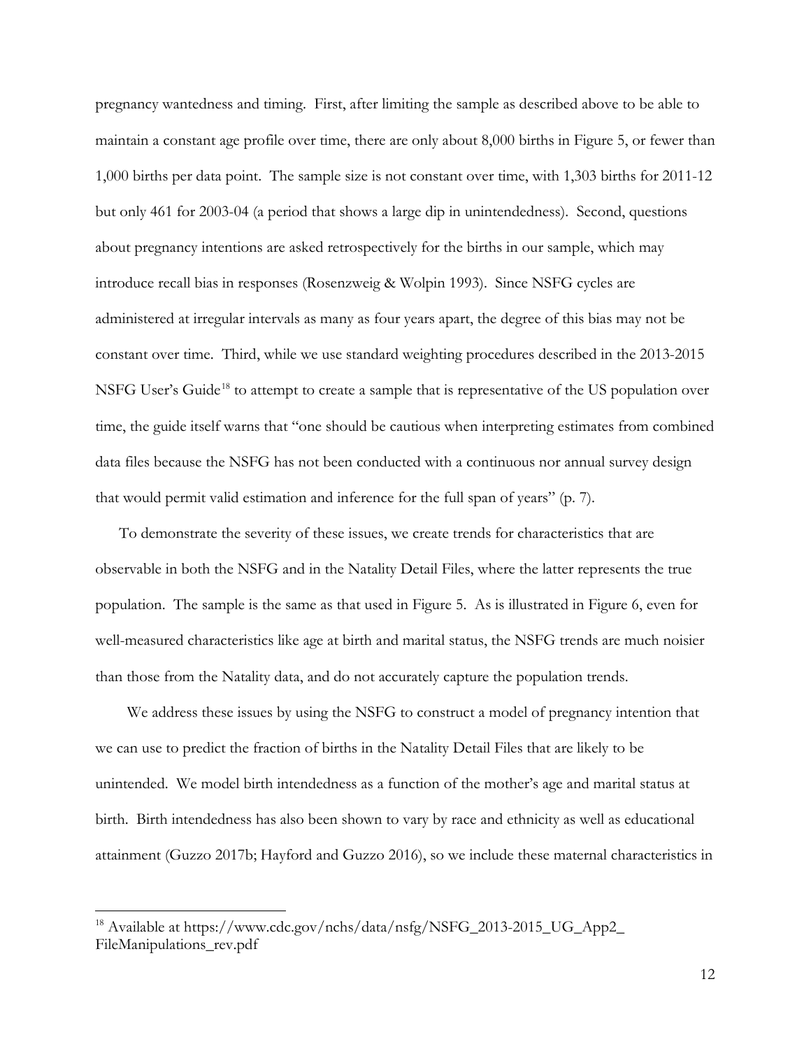pregnancy wantedness and timing. First, after limiting the sample as described above to be able to maintain a constant age profile over time, there are only about 8,000 births in Figure 5, or fewer than 1,000 births per data point. The sample size is not constant over time, with 1,303 births for 2011-12 but only 461 for 2003-04 (a period that shows a large dip in unintendedness). Second, questions about pregnancy intentions are asked retrospectively for the births in our sample, which may introduce recall bias in responses (Rosenzweig & Wolpin 1993). Since NSFG cycles are administered at irregular intervals as many as four years apart, the degree of this bias may not be constant over time. Third, while we use standard weighting procedures described in the 2013-2015 NSFG User's Guide[18] to attempt to create a sample that is representative of the US population over time, the guide itself warns that "one should be cautious when interpreting estimates from combined data files because the NSFG has not been conducted with a continuous nor annual survey design that would permit valid estimation and inference for the full span of years" (p. 7).

To demonstrate the severity of these issues, we create trends for characteristics that are observable in both the NSFG and in the Natality Detail Files, where the latter represents the true population. The sample is the same as that used in Figure 5. As is illustrated in Figure 6, even for well-measured characteristics like age at birth and marital status, the NSFG trends are much noisier than those from the Natality data, and do not accurately capture the population trends.

We address these issues by using the NSFG to construct a model of pregnancy intention that we can use to predict the fraction of births in the Natality Detail Files that are likely to be unintended. We model birth intendedness as a function of the mother's age and marital status at birth. Birth intendedness has also been shown to vary by race and ethnicity as well as educational attainment (Guzzo 2017b; Hayford and Guzzo 2016), so we include these maternal characteristics in

[18] Available at https://www.cdc.gov/nchs/data/nsfg/NSFG_2013-2015_UG_App2_FileManipulations_rev.pdf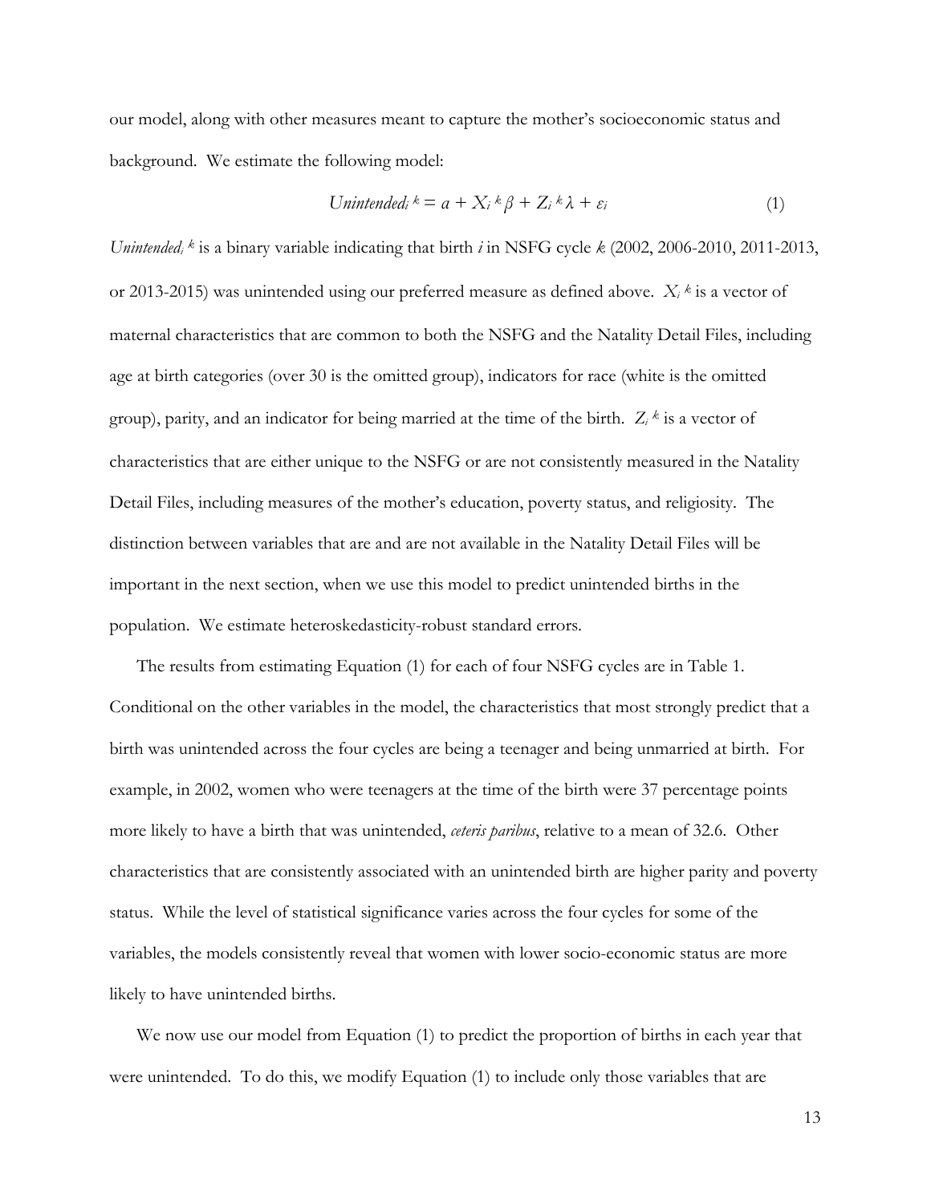our model, along with other measures meant to capture the mother's socioeconomic status and background. We estimate the following model:

$$Unintended_i^k = a + X_i^k \beta + Z_i^k \lambda + \varepsilon_i \tag{1}$$

$Unintended_i^k$ is a binary variable indicating that birth $i$ in NSFG cycle $k$ (2002, 2006-2010, 2011-2013, or 2013-2015) was unintended using our preferred measure as defined above. $X_i^k$ is a vector of maternal characteristics that are common to both the NSFG and the Natality Detail Files, including age at birth categories (over 30 is the omitted group), indicators for race (white is the omitted group), parity, and an indicator for being married at the time of the birth. $Z_i^k$ is a vector of characteristics that are either unique to the NSFG or are not consistently measured in the Natality Detail Files, including measures of the mother's education, poverty status, and religiosity. The distinction between variables that are and are not available in the Natality Detail Files will be important in the next section, when we use this model to predict unintended births in the population. We estimate heteroskedasticity-robust standard errors.

The results from estimating Equation (1) for each of four NSFG cycles are in Table 1. Conditional on the other variables in the model, the characteristics that most strongly predict that a birth was unintended across the four cycles are being a teenager and being unmarried at birth. For example, in 2002, women who were teenagers at the time of the birth were 37 percentage points more likely to have a birth that was unintended, *ceteris paribus*, relative to a mean of 32.6. Other characteristics that are consistently associated with an unintended birth are higher parity and poverty status. While the level of statistical significance varies across the four cycles for some of the variables, the models consistently reveal that women with lower socio-economic status are more likely to have unintended births.

We now use our model from Equation (1) to predict the proportion of births in each year that were unintended. To do this, we modify Equation (1) to include only those variables that are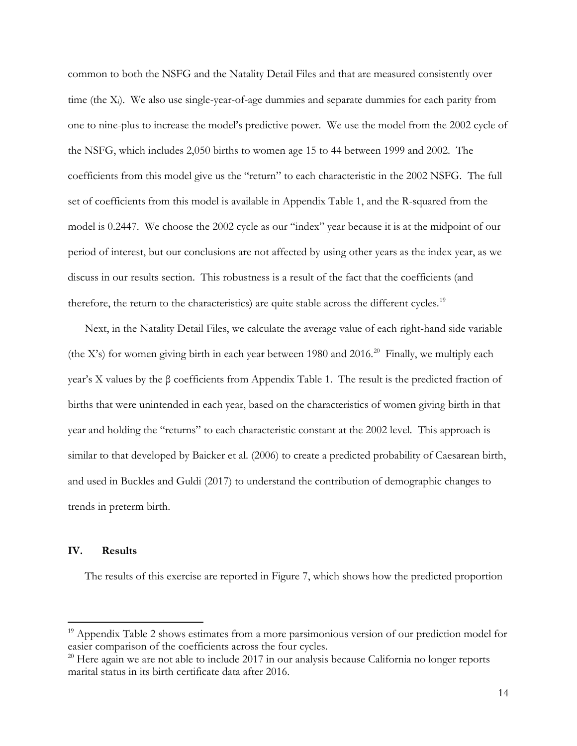common to both the NSFG and the Natality Detail Files and that are measured consistently over time (the $X_i$). We also use single-year-of-age dummies and separate dummies for each parity from one to nine-plus to increase the model's predictive power. We use the model from the 2002 cycle of the NSFG, which includes 2,050 births to women age 15 to 44 between 1999 and 2002. The coefficients from this model give us the "return" to each characteristic in the 2002 NSFG. The full set of coefficients from this model is available in Appendix Table 1, and the R-squared from the model is 0.2447. We choose the 2002 cycle as our "index" year because it is at the midpoint of our period of interest, but our conclusions are not affected by using other years as the index year, as we discuss in our results section. This robustness is a result of the fact that the coefficients (and therefore, the return to the characteristics) are quite stable across the different cycles.[19]

Next, in the Natality Detail Files, we calculate the average value of each right-hand side variable (the X's) for women giving birth in each year between 1980 and 2016.[20] Finally, we multiply each year's X values by the β coefficients from Appendix Table 1. The result is the predicted fraction of births that were unintended in each year, based on the characteristics of women giving birth in that year and holding the "returns" to each characteristic constant at the 2002 level. This approach is similar to that developed by Baicker et al. (2006) to create a predicted probability of Caesarean birth, and used in Buckles and Guldi (2017) to understand the contribution of demographic changes to trends in preterm birth.

## IV. Results

The results of this exercise are reported in Figure 7, which shows how the predicted proportion

[19] Appendix Table 2 shows estimates from a more parsimonious version of our prediction model for easier comparison of the coefficients across the four cycles.

[20] Here again we are not able to include 2017 in our analysis because California no longer reports marital status in its birth certificate data after 2016.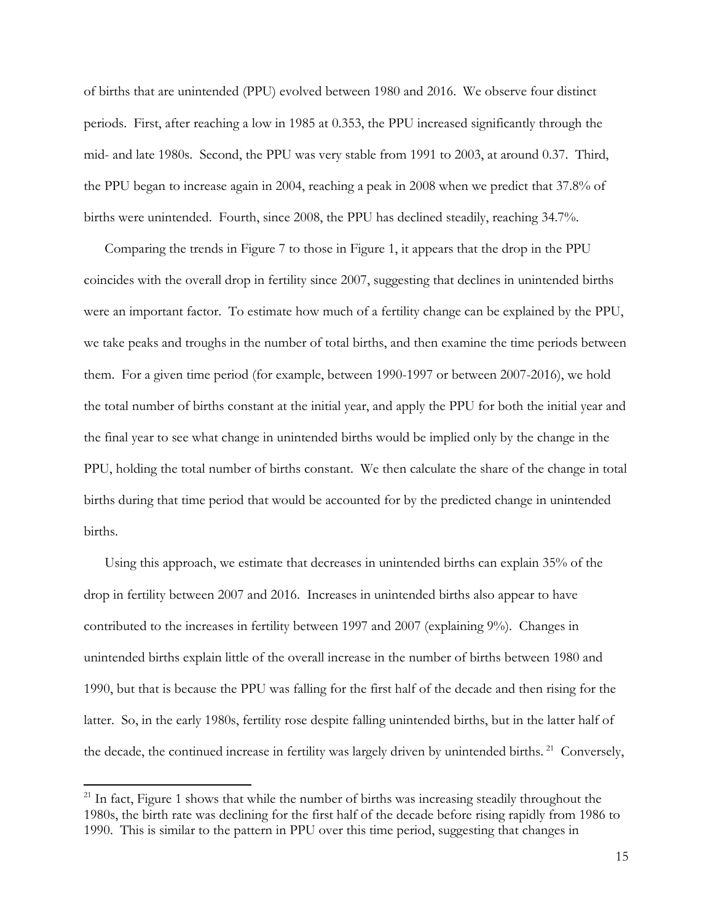of births that are unintended (PPU) evolved between 1980 and 2016. We observe four distinct periods. First, after reaching a low in 1985 at 0.353, the PPU increased significantly through the mid- and late 1980s. Second, the PPU was very stable from 1991 to 2003, at around 0.37. Third, the PPU began to increase again in 2004, reaching a peak in 2008 when we predict that 37.8% of births were unintended. Fourth, since 2008, the PPU has declined steadily, reaching 34.7%.

Comparing the trends in Figure 7 to those in Figure 1, it appears that the drop in the PPU coincides with the overall drop in fertility since 2007, suggesting that declines in unintended births were an important factor. To estimate how much of a fertility change can be explained by the PPU, we take peaks and troughs in the number of total births, and then examine the time periods between them. For a given time period (for example, between 1990-1997 or between 2007-2016), we hold the total number of births constant at the initial year, and apply the PPU for both the initial year and the final year to see what change in unintended births would be implied only by the change in the PPU, holding the total number of births constant. We then calculate the share of the change in total births during that time period that would be accounted for by the predicted change in unintended births.

Using this approach, we estimate that decreases in unintended births can explain 35% of the drop in fertility between 2007 and 2016. Increases in unintended births also appear to have contributed to the increases in fertility between 1997 and 2007 (explaining 9%). Changes in unintended births explain little of the overall increase in the number of births between 1980 and 1990, but that is because the PPU was falling for the first half of the decade and then rising for the latter. So, in the early 1980s, fertility rose despite falling unintended births, but in the latter half of the decade, the continued increase in fertility was largely driven by unintended births. [21] Conversely,

[21] In fact, Figure 1 shows that while the number of births was increasing steadily throughout the 1980s, the birth rate was declining for the first half of the decade before rising rapidly from 1986 to 1990. This is similar to the pattern in PPU over this time period, suggesting that changes in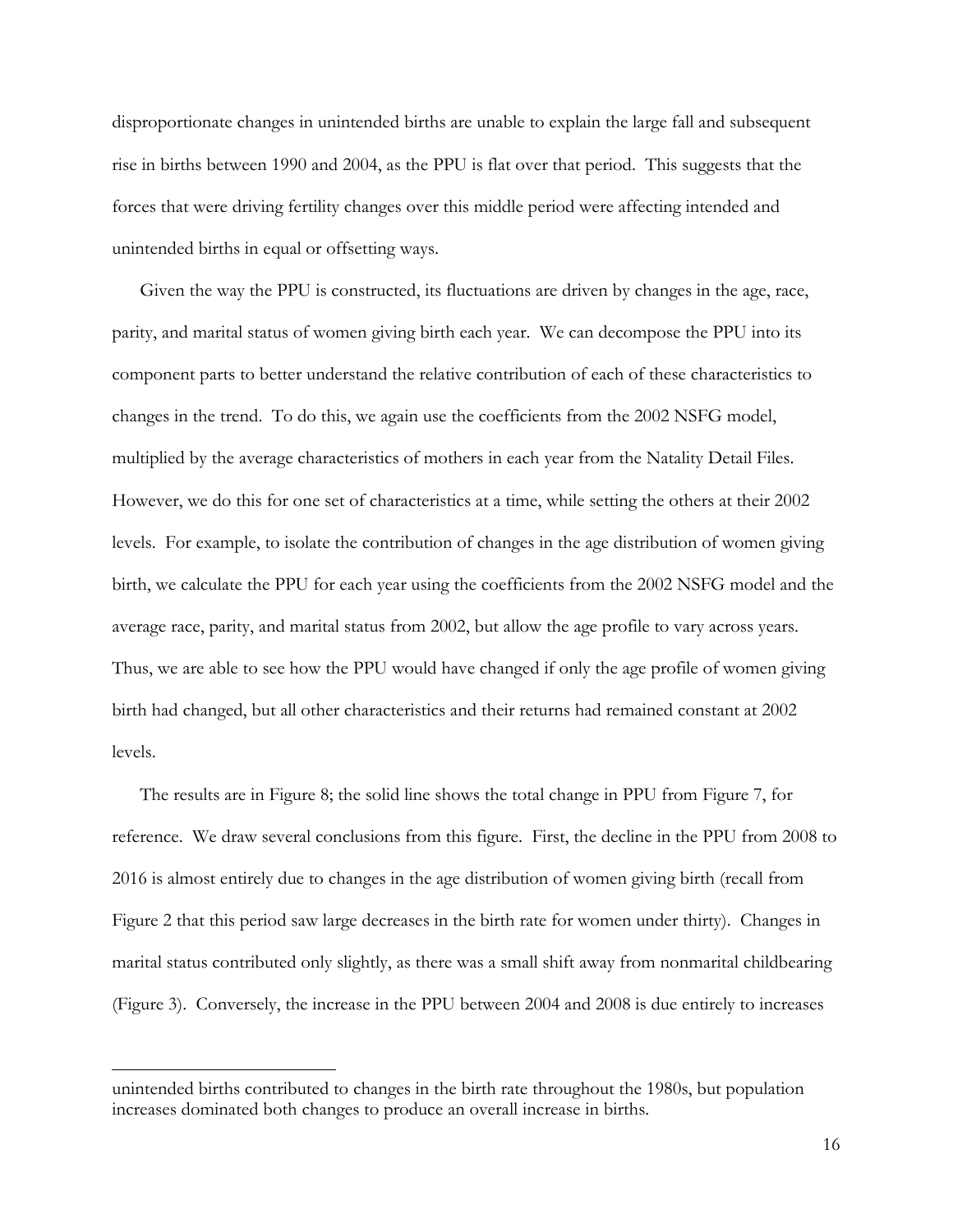disproportionate changes in unintended births are unable to explain the large fall and subsequent rise in births between 1990 and 2004, as the PPU is flat over that period. This suggests that the forces that were driving fertility changes over this middle period were affecting intended and unintended births in equal or offsetting ways.

Given the way the PPU is constructed, its fluctuations are driven by changes in the age, race, parity, and marital status of women giving birth each year. We can decompose the PPU into its component parts to better understand the relative contribution of each of these characteristics to changes in the trend. To do this, we again use the coefficients from the 2002 NSFG model, multiplied by the average characteristics of mothers in each year from the Natality Detail Files. However, we do this for one set of characteristics at a time, while setting the others at their 2002 levels. For example, to isolate the contribution of changes in the age distribution of women giving birth, we calculate the PPU for each year using the coefficients from the 2002 NSFG model and the average race, parity, and marital status from 2002, but allow the age profile to vary across years. Thus, we are able to see how the PPU would have changed if only the age profile of women giving birth had changed, but all other characteristics and their returns had remained constant at 2002 levels.

The results are in Figure 8; the solid line shows the total change in PPU from Figure 7, for reference. We draw several conclusions from this figure. First, the decline in the PPU from 2008 to 2016 is almost entirely due to changes in the age distribution of women giving birth (recall from Figure 2 that this period saw large decreases in the birth rate for women under thirty). Changes in marital status contributed only slightly, as there was a small shift away from nonmarital childbearing (Figure 3). Conversely, the increase in the PPU between 2004 and 2008 is due entirely to increases

---

unintended births contributed to changes in the birth rate throughout the 1980s, but population increases dominated both changes to produce an overall increase in births.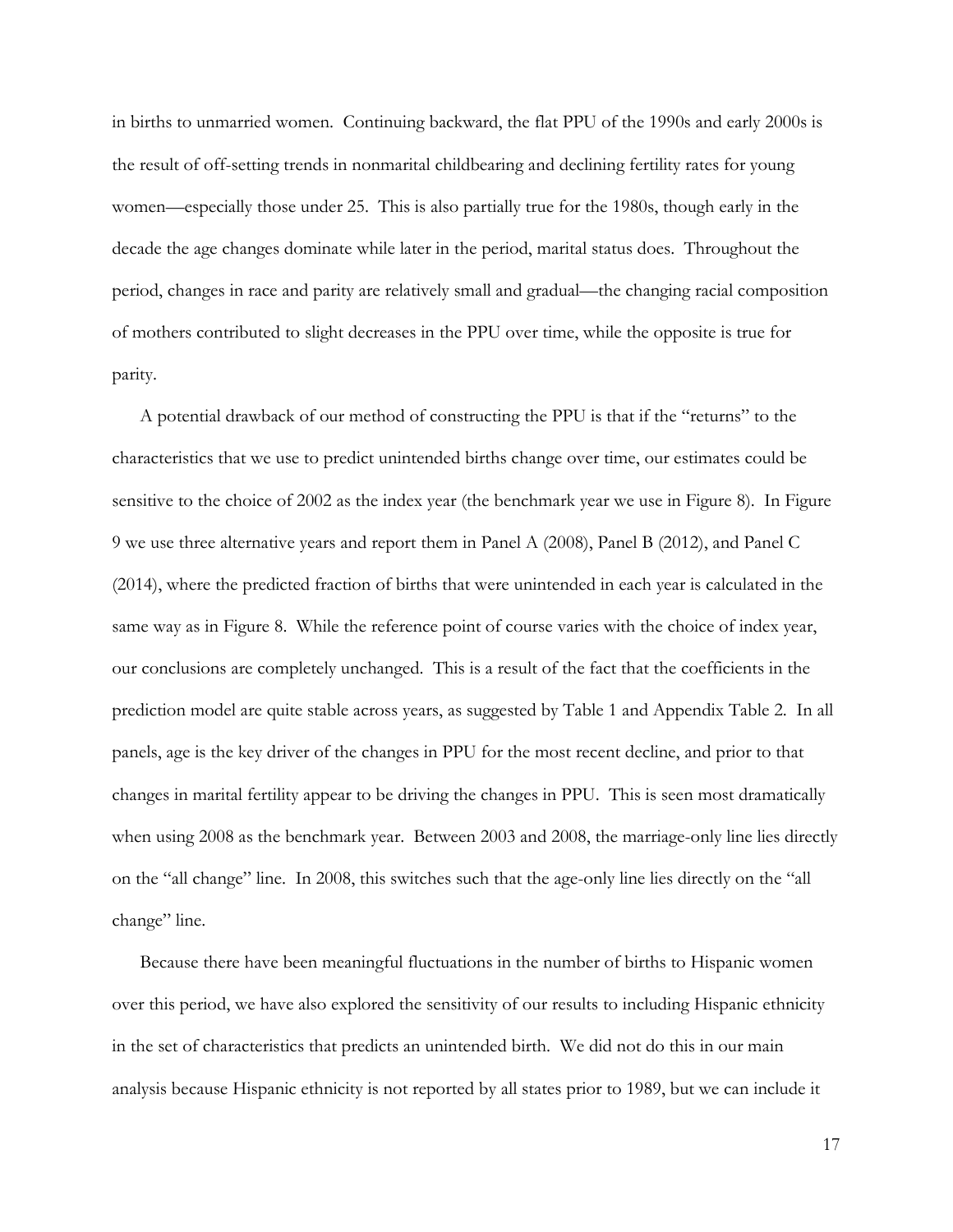in births to unmarried women. Continuing backward, the flat PPU of the 1990s and early 2000s is the result of off-setting trends in nonmarital childbearing and declining fertility rates for young women—especially those under 25. This is also partially true for the 1980s, though early in the decade the age changes dominate while later in the period, marital status does. Throughout the period, changes in race and parity are relatively small and gradual—the changing racial composition of mothers contributed to slight decreases in the PPU over time, while the opposite is true for parity.

A potential drawback of our method of constructing the PPU is that if the "returns" to the characteristics that we use to predict unintended births change over time, our estimates could be sensitive to the choice of 2002 as the index year (the benchmark year we use in Figure 8). In Figure 9 we use three alternative years and report them in Panel A (2008), Panel B (2012), and Panel C (2014), where the predicted fraction of births that were unintended in each year is calculated in the same way as in Figure 8. While the reference point of course varies with the choice of index year, our conclusions are completely unchanged. This is a result of the fact that the coefficients in the prediction model are quite stable across years, as suggested by Table 1 and Appendix Table 2. In all panels, age is the key driver of the changes in PPU for the most recent decline, and prior to that changes in marital fertility appear to be driving the changes in PPU. This is seen most dramatically when using 2008 as the benchmark year. Between 2003 and 2008, the marriage-only line lies directly on the "all change" line. In 2008, this switches such that the age-only line lies directly on the "all change" line.

Because there have been meaningful fluctuations in the number of births to Hispanic women over this period, we have also explored the sensitivity of our results to including Hispanic ethnicity in the set of characteristics that predicts an unintended birth. We did not do this in our main analysis because Hispanic ethnicity is not reported by all states prior to 1989, but we can include it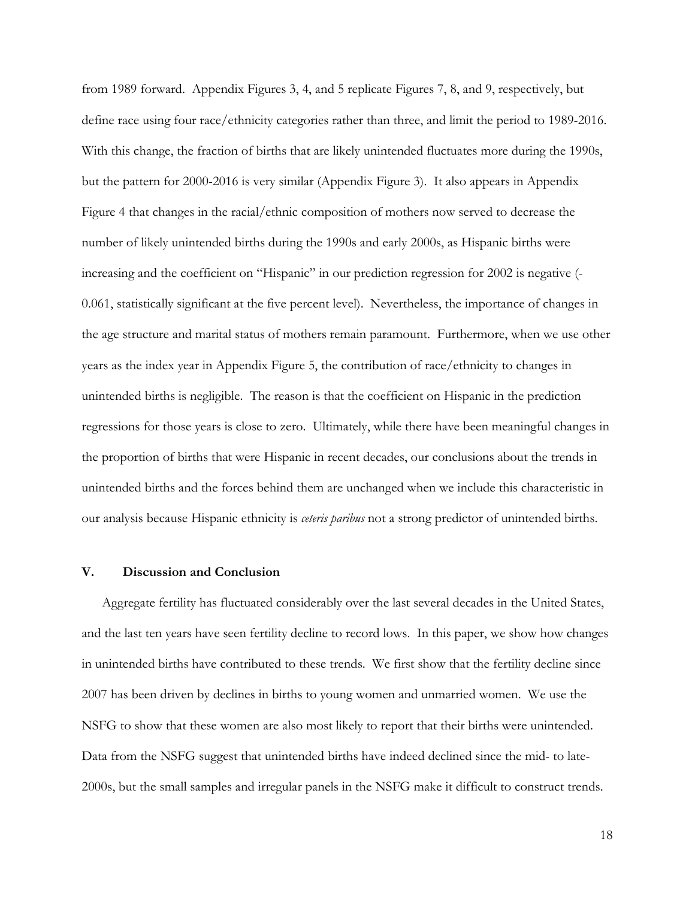from 1989 forward. Appendix Figures 3, 4, and 5 replicate Figures 7, 8, and 9, respectively, but define race using four race/ethnicity categories rather than three, and limit the period to 1989-2016. With this change, the fraction of births that are likely unintended fluctuates more during the 1990s, but the pattern for 2000-2016 is very similar (Appendix Figure 3). It also appears in Appendix Figure 4 that changes in the racial/ethnic composition of mothers now served to decrease the number of likely unintended births during the 1990s and early 2000s, as Hispanic births were increasing and the coefficient on "Hispanic" in our prediction regression for 2002 is negative (-0.061, statistically significant at the five percent level). Nevertheless, the importance of changes in the age structure and marital status of mothers remain paramount. Furthermore, when we use other years as the index year in Appendix Figure 5, the contribution of race/ethnicity to changes in unintended births is negligible. The reason is that the coefficient on Hispanic in the prediction regressions for those years is close to zero. Ultimately, while there have been meaningful changes in the proportion of births that were Hispanic in recent decades, our conclusions about the trends in unintended births and the forces behind them are unchanged when we include this characteristic in our analysis because Hispanic ethnicity is *ceteris paribus* not a strong predictor of unintended births.

## V. Discussion and Conclusion

Aggregate fertility has fluctuated considerably over the last several decades in the United States, and the last ten years have seen fertility decline to record lows. In this paper, we show how changes in unintended births have contributed to these trends. We first show that the fertility decline since 2007 has been driven by declines in births to young women and unmarried women. We use the NSFG to show that these women are also most likely to report that their births were unintended. Data from the NSFG suggest that unintended births have indeed declined since the mid- to late-2000s, but the small samples and irregular panels in the NSFG make it difficult to construct trends.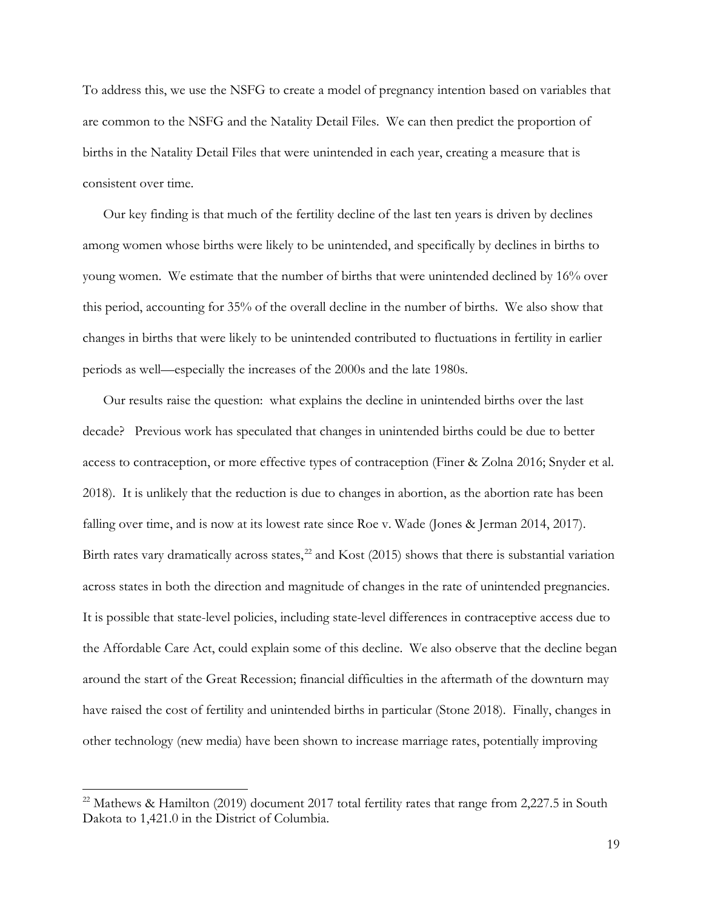To address this, we use the NSFG to create a model of pregnancy intention based on variables that are common to the NSFG and the Natality Detail Files. We can then predict the proportion of births in the Natality Detail Files that were unintended in each year, creating a measure that is consistent over time.

Our key finding is that much of the fertility decline of the last ten years is driven by declines among women whose births were likely to be unintended, and specifically by declines in births to young women. We estimate that the number of births that were unintended declined by 16% over this period, accounting for 35% of the overall decline in the number of births. We also show that changes in births that were likely to be unintended contributed to fluctuations in fertility in earlier periods as well—especially the increases of the 2000s and the late 1980s.

Our results raise the question: what explains the decline in unintended births over the last decade? Previous work has speculated that changes in unintended births could be due to better access to contraception, or more effective types of contraception (Finer & Zolna 2016; Snyder et al. 2018). It is unlikely that the reduction is due to changes in abortion, as the abortion rate has been falling over time, and is now at its lowest rate since Roe v. Wade (Jones & Jerman 2014, 2017). Birth rates vary dramatically across states,[22] and Kost (2015) shows that there is substantial variation across states in both the direction and magnitude of changes in the rate of unintended pregnancies. It is possible that state-level policies, including state-level differences in contraceptive access due to the Affordable Care Act, could explain some of this decline. We also observe that the decline began around the start of the Great Recession; financial difficulties in the aftermath of the downturn may have raised the cost of fertility and unintended births in particular (Stone 2018). Finally, changes in other technology (new media) have been shown to increase marriage rates, potentially improving

[22] Mathews & Hamilton (2019) document 2017 total fertility rates that range from 2,227.5 in South Dakota to 1,421.0 in the District of Columbia.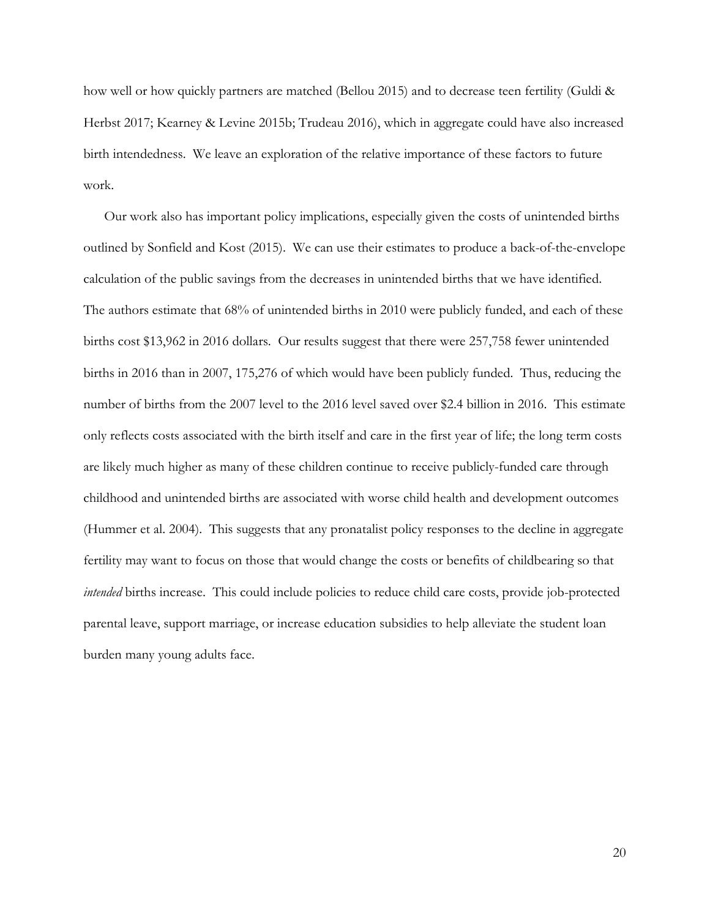how well or how quickly partners are matched (Bellou 2015) and to decrease teen fertility (Guldi & Herbst 2017; Kearney & Levine 2015b; Trudeau 2016), which in aggregate could have also increased birth intendedness. We leave an exploration of the relative importance of these factors to future work.

Our work also has important policy implications, especially given the costs of unintended births outlined by Sonfield and Kost (2015). We can use their estimates to produce a back-of-the-envelope calculation of the public savings from the decreases in unintended births that we have identified. The authors estimate that 68% of unintended births in 2010 were publicly funded, and each of these births cost $13,962 in 2016 dollars. Our results suggest that there were 257,758 fewer unintended births in 2016 than in 2007, 175,276 of which would have been publicly funded. Thus, reducing the number of births from the 2007 level to the 2016 level saved over $2.4 billion in 2016. This estimate only reflects costs associated with the birth itself and care in the first year of life; the long term costs are likely much higher as many of these children continue to receive publicly-funded care through childhood and unintended births are associated with worse child health and development outcomes (Hummer et al. 2004). This suggests that any pronatalist policy responses to the decline in aggregate fertility may want to focus on those that would change the costs or benefits of childbearing so that *intended* births increase. This could include policies to reduce child care costs, provide job-protected parental leave, support marriage, or increase education subsidies to help alleviate the student loan burden many young adults face.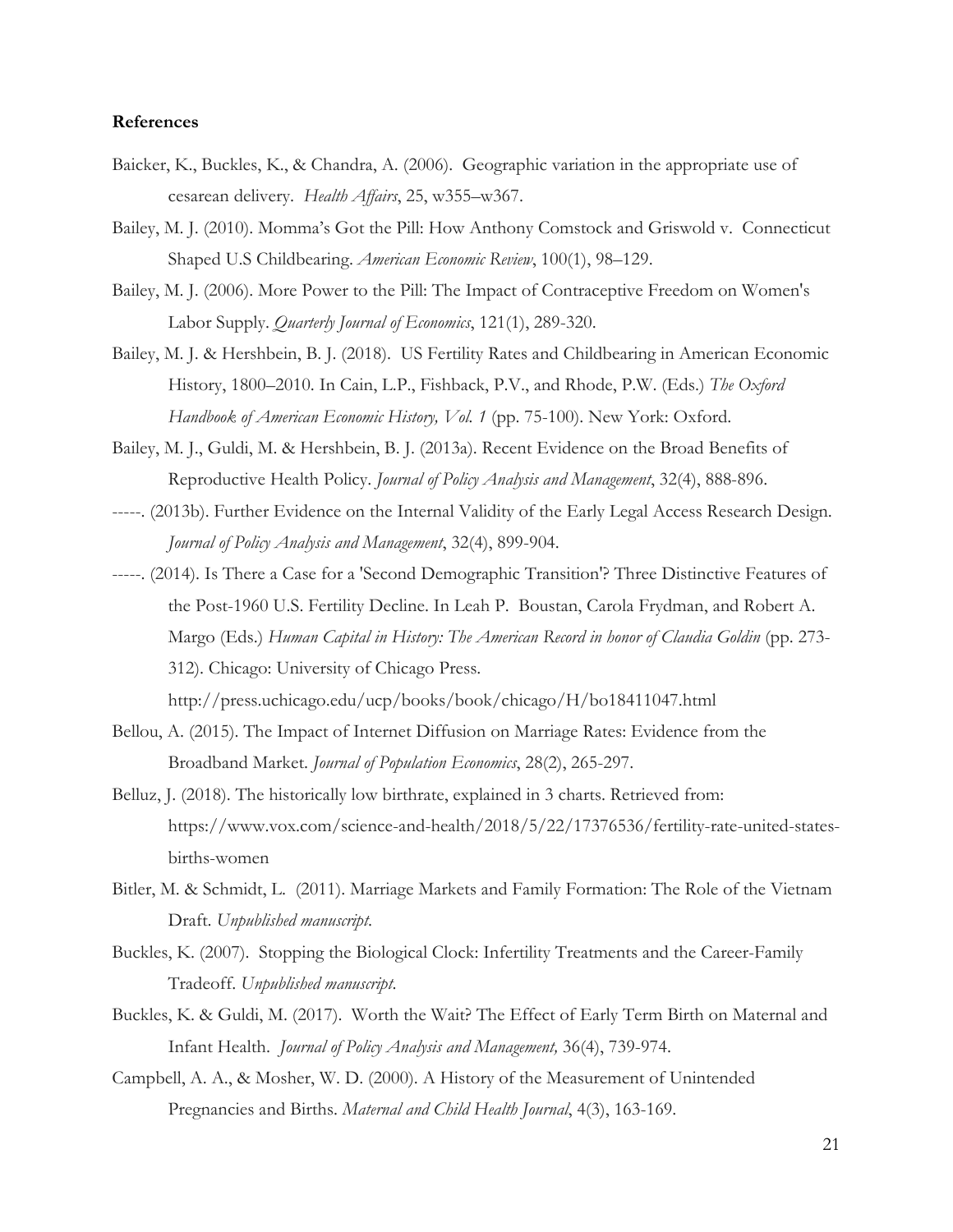**References**

Baicker, K., Buckles, K., & Chandra, A. (2006). Geographic variation in the appropriate use of cesarean delivery. *Health Affairs*, 25, w355–w367.

Bailey, M. J. (2010). Momma's Got the Pill: How Anthony Comstock and Griswold v. Connecticut Shaped U.S Childbearing. *American Economic Review*, 100(1), 98–129.

Bailey, M. J. (2006). More Power to the Pill: The Impact of Contraceptive Freedom on Women's Labor Supply. *Quarterly Journal of Economics*, 121(1), 289-320.

Bailey, M. J. & Hershbein, B. J. (2018). US Fertility Rates and Childbearing in American Economic History, 1800–2010. In Cain, L.P., Fishback, P.V., and Rhode, P.W. (Eds.) *The Oxford Handbook of American Economic History, Vol. 1* (pp. 75-100). New York: Oxford.

Bailey, M. J., Guldi, M. & Hershbein, B. J. (2013a). Recent Evidence on the Broad Benefits of Reproductive Health Policy. *Journal of Policy Analysis and Management*, 32(4), 888-896.

-----. (2013b). Further Evidence on the Internal Validity of the Early Legal Access Research Design. *Journal of Policy Analysis and Management*, 32(4), 899-904.

-----. (2014). Is There a Case for a 'Second Demographic Transition'? Three Distinctive Features of the Post-1960 U.S. Fertility Decline. In Leah P. Boustan, Carola Frydman, and Robert A. Margo (Eds.) *Human Capital in History: The American Record in honor of Claudia Goldin* (pp. 273-312). Chicago: University of Chicago Press. http://press.uchicago.edu/ucp/books/book/chicago/H/bo18411047.html

Bellou, A. (2015). The Impact of Internet Diffusion on Marriage Rates: Evidence from the Broadband Market. *Journal of Population Economics*, 28(2), 265-297.

Belluz, J. (2018). The historically low birthrate, explained in 3 charts. Retrieved from: https://www.vox.com/science-and-health/2018/5/22/17376536/fertility-rate-united-states-births-women

Bitler, M. & Schmidt, L. (2011). Marriage Markets and Family Formation: The Role of the Vietnam Draft. *Unpublished manuscript*.

Buckles, K. (2007). Stopping the Biological Clock: Infertility Treatments and the Career-Family Tradeoff. *Unpublished manuscript*.

Buckles, K. & Guldi, M. (2017). Worth the Wait? The Effect of Early Term Birth on Maternal and Infant Health. *Journal of Policy Analysis and Management,* 36(4), 739-974.

Campbell, A. A., & Mosher, W. D. (2000). A History of the Measurement of Unintended Pregnancies and Births. *Maternal and Child Health Journal*, 4(3), 163-169.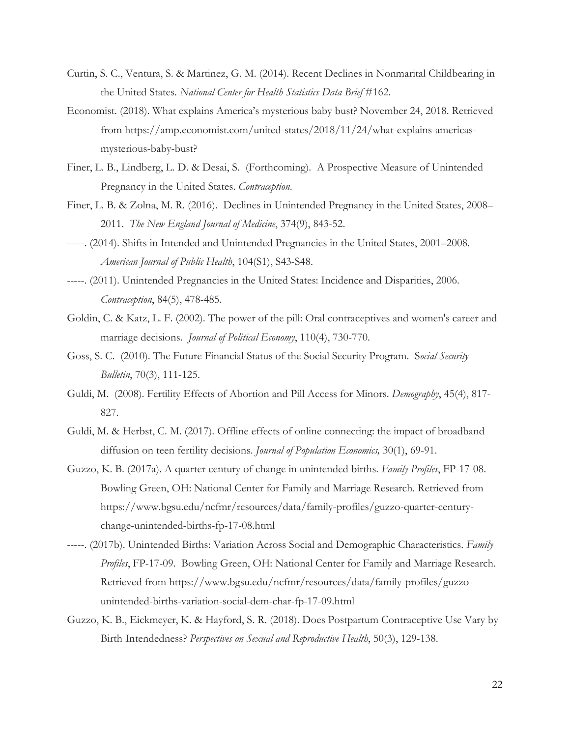Curtin, S. C., Ventura, S. & Martinez, G. M. (2014). Recent Declines in Nonmarital Childbearing in the United States. *National Center for Health Statistics Data Brief* #162.

Economist. (2018). What explains America's mysterious baby bust? November 24, 2018. Retrieved from https://amp.economist.com/united-states/2018/11/24/what-explains-americas-mysterious-baby-bust?

Finer, L. B., Lindberg, L. D. & Desai, S. (Forthcoming). A Prospective Measure of Unintended Pregnancy in the United States. *Contraception*.

Finer, L. B. & Zolna, M. R. (2016). Declines in Unintended Pregnancy in the United States, 2008–2011. *The New England Journal of Medicine*, 374(9), 843-52.

-----. (2014). Shifts in Intended and Unintended Pregnancies in the United States, 2001–2008. *American Journal of Public Health*, 104(S1), S43-S48.

-----. (2011). Unintended Pregnancies in the United States: Incidence and Disparities, 2006. *Contraception*, 84(5), 478-485.

Goldin, C. & Katz, L. F. (2002). The power of the pill: Oral contraceptives and women's career and marriage decisions. *Journal of Political Economy*, 110(4), 730-770.

Goss, S. C. (2010). The Future Financial Status of the Social Security Program. *Social Security Bulletin*, 70(3), 111-125.

Guldi, M. (2008). Fertility Effects of Abortion and Pill Access for Minors. *Demography*, 45(4), 817-827.

Guldi, M. & Herbst, C. M. (2017). Offline effects of online connecting: the impact of broadband diffusion on teen fertility decisions. *Journal of Population Economics,* 30(1), 69-91.

Guzzo, K. B. (2017a). A quarter century of change in unintended births. *Family Profiles*, FP-17-08. Bowling Green, OH: National Center for Family and Marriage Research. Retrieved from https://www.bgsu.edu/ncfmr/resources/data/family-profiles/guzzo-quarter-century-change-unintended-births-fp-17-08.html

-----. (2017b). Unintended Births: Variation Across Social and Demographic Characteristics. *Family Profiles*, FP-17-09. Bowling Green, OH: National Center for Family and Marriage Research. Retrieved from https://www.bgsu.edu/ncfmr/resources/data/family-profiles/guzzo-unintended-births-variation-social-dem-char-fp-17-09.html

Guzzo, K. B., Eickmeyer, K. & Hayford, S. R. (2018). Does Postpartum Contraceptive Use Vary by Birth Intendedness? *Perspectives on Sexual and Reproductive Health*, 50(3), 129-138.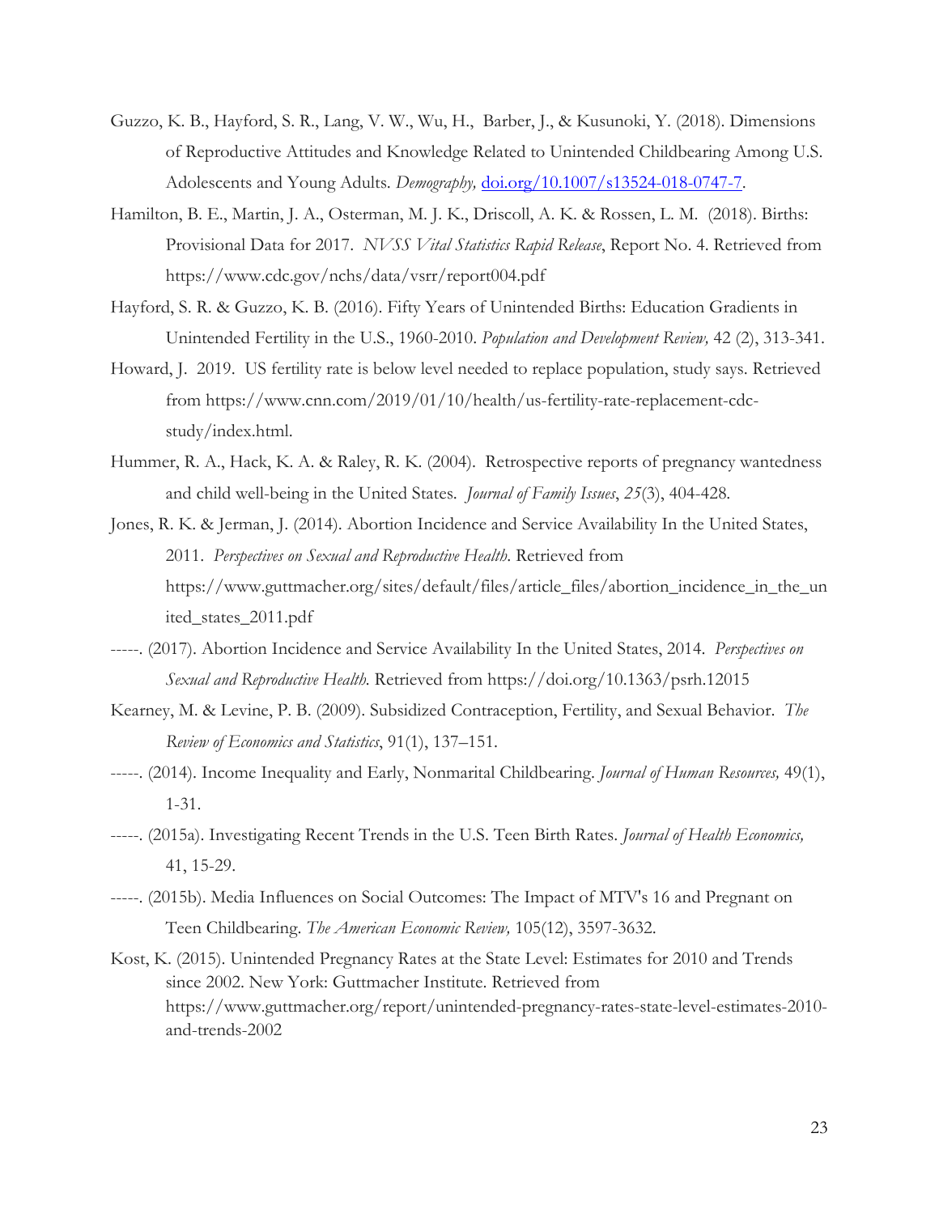Guzzo, K. B., Hayford, S. R., Lang, V. W., Wu, H., Barber, J., & Kusunoki, Y. (2018). Dimensions of Reproductive Attitudes and Knowledge Related to Unintended Childbearing Among U.S. Adolescents and Young Adults. *Demography,* doi.org/10.1007/s13524-018-0747-7.

Hamilton, B. E., Martin, J. A., Osterman, M. J. K., Driscoll, A. K. & Rossen, L. M. (2018). Births: Provisional Data for 2017. *NVSS Vital Statistics Rapid Release*, Report No. 4. Retrieved from https://www.cdc.gov/nchs/data/vsrr/report004.pdf

Hayford, S. R. & Guzzo, K. B. (2016). Fifty Years of Unintended Births: Education Gradients in Unintended Fertility in the U.S., 1960-2010. *Population and Development Review,* 42 (2), 313-341.

Howard, J. 2019. US fertility rate is below level needed to replace population, study says. Retrieved from https://www.cnn.com/2019/01/10/health/us-fertility-rate-replacement-cdc-study/index.html.

Hummer, R. A., Hack, K. A. & Raley, R. K. (2004). Retrospective reports of pregnancy wantedness and child well-being in the United States. *Journal of Family Issues*, *25*(3), 404-428.

Jones, R. K. & Jerman, J. (2014). Abortion Incidence and Service Availability In the United States, 2011. *Perspectives on Sexual and Reproductive Health*. Retrieved from https://www.guttmacher.org/sites/default/files/article_files/abortion_incidence_in_the_united_states_2011.pdf

-----. (2017). Abortion Incidence and Service Availability In the United States, 2014. *Perspectives on Sexual and Reproductive Health.* Retrieved from https://doi.org/10.1363/psrh.12015

Kearney, M. & Levine, P. B. (2009). Subsidized Contraception, Fertility, and Sexual Behavior. *The Review of Economics and Statistics*, 91(1), 137–151.

-----. (2014). Income Inequality and Early, Nonmarital Childbearing. *Journal of Human Resources,* 49(1), 1-31.

-----. (2015a). Investigating Recent Trends in the U.S. Teen Birth Rates. *Journal of Health Economics,* 41, 15-29.

-----. (2015b). Media Influences on Social Outcomes: The Impact of MTV's 16 and Pregnant on Teen Childbearing. *The American Economic Review,* 105(12), 3597-3632.

Kost, K. (2015). Unintended Pregnancy Rates at the State Level: Estimates for 2010 and Trends since 2002. New York: Guttmacher Institute. Retrieved from https://www.guttmacher.org/report/unintended-pregnancy-rates-state-level-estimates-2010-and-trends-2002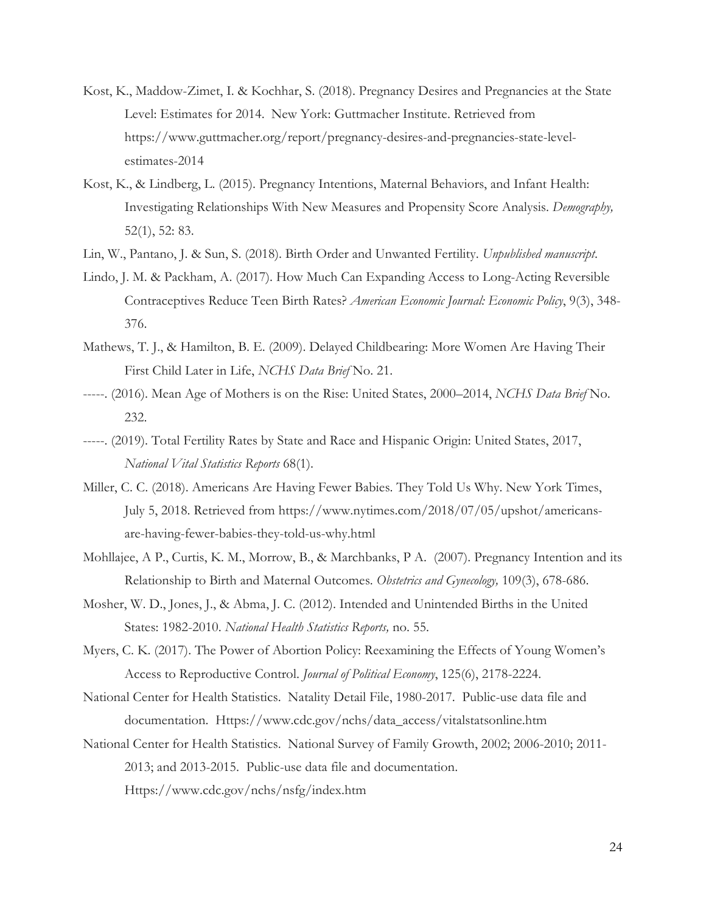Kost, K., Maddow-Zimet, I. & Kochhar, S. (2018). Pregnancy Desires and Pregnancies at the State Level: Estimates for 2014. New York: Guttmacher Institute. Retrieved from https://www.guttmacher.org/report/pregnancy-desires-and-pregnancies-state-level-estimates-2014

Kost, K., & Lindberg, L. (2015). Pregnancy Intentions, Maternal Behaviors, and Infant Health: Investigating Relationships With New Measures and Propensity Score Analysis. *Demography,* 52(1), 52: 83.

Lin, W., Pantano, J. & Sun, S. (2018). Birth Order and Unwanted Fertility. *Unpublished manuscript.*

Lindo, J. M. & Packham, A. (2017). How Much Can Expanding Access to Long-Acting Reversible Contraceptives Reduce Teen Birth Rates? *American Economic Journal: Economic Policy*, 9(3), 348-376.

Mathews, T. J., & Hamilton, B. E. (2009). Delayed Childbearing: More Women Are Having Their First Child Later in Life, *NCHS Data Brief* No. 21.

-----. (2016). Mean Age of Mothers is on the Rise: United States, 2000–2014, *NCHS Data Brief* No. 232.

-----. (2019). Total Fertility Rates by State and Race and Hispanic Origin: United States, 2017, *National Vital Statistics Reports* 68(1).

Miller, C. C. (2018). Americans Are Having Fewer Babies. They Told Us Why. New York Times, July 5, 2018. Retrieved from https://www.nytimes.com/2018/07/05/upshot/americans-are-having-fewer-babies-they-told-us-why.html

Mohllajee, A P., Curtis, K. M., Morrow, B., & Marchbanks, P A. (2007). Pregnancy Intention and its Relationship to Birth and Maternal Outcomes. *Obstetrics and Gynecology,* 109(3), 678-686.

Mosher, W. D., Jones, J., & Abma, J. C. (2012). Intended and Unintended Births in the United States: 1982-2010. *National Health Statistics Reports,* no. 55.

Myers, C. K. (2017). The Power of Abortion Policy: Reexamining the Effects of Young Women's Access to Reproductive Control. *Journal of Political Economy*, 125(6), 2178-2224.

National Center for Health Statistics. Natality Detail File, 1980-2017. Public-use data file and documentation. Https://www.cdc.gov/nchs/data_access/vitalstatsonline.htm

National Center for Health Statistics. National Survey of Family Growth, 2002; 2006-2010; 2011-2013; and 2013-2015. Public-use data file and documentation. Https://www.cdc.gov/nchs/nsfg/index.htm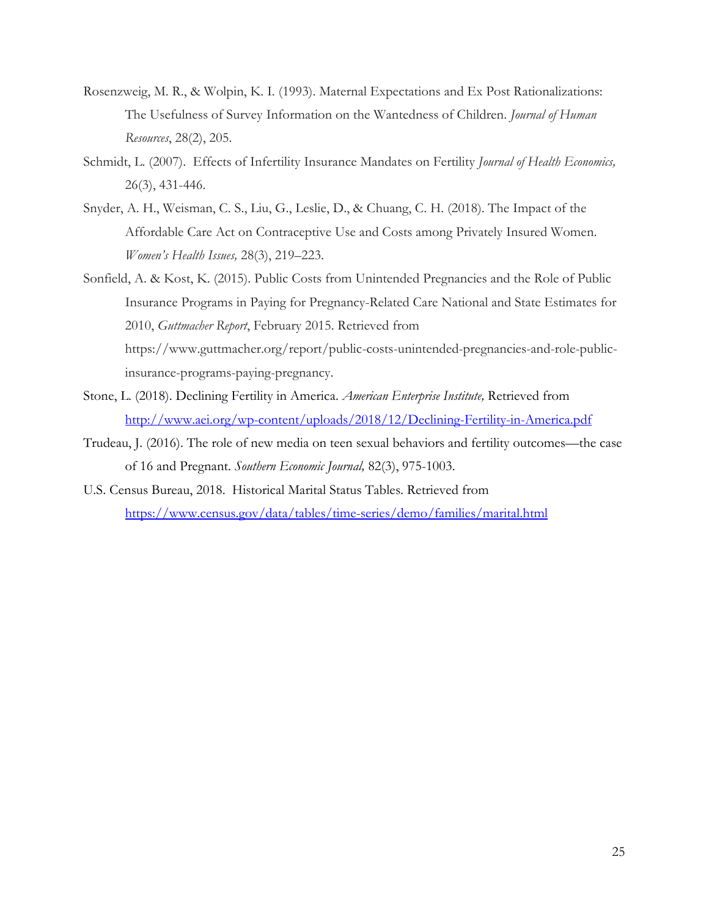Rosenzweig, M. R., & Wolpin, K. I. (1993). Maternal Expectations and Ex Post Rationalizations: The Usefulness of Survey Information on the Wantedness of Children. *Journal of Human Resources*, 28(2), 205.

Schmidt, L. (2007). Effects of Infertility Insurance Mandates on Fertility *Journal of Health Economics,* 26(3), 431-446.

Snyder, A. H., Weisman, C. S., Liu, G., Leslie, D., & Chuang, C. H. (2018). The Impact of the Affordable Care Act on Contraceptive Use and Costs among Privately Insured Women. *Women's Health Issues,* 28(3), 219–223.

Sonfield, A. & Kost, K. (2015). Public Costs from Unintended Pregnancies and the Role of Public Insurance Programs in Paying for Pregnancy-Related Care National and State Estimates for 2010, *Guttmacher Report*, February 2015. Retrieved from https://www.guttmacher.org/report/public-costs-unintended-pregnancies-and-role-public-insurance-programs-paying-pregnancy.

Stone, L. (2018). Declining Fertility in America. *American Enterprise Institute,* Retrieved from http://www.aei.org/wp-content/uploads/2018/12/Declining-Fertility-in-America.pdf

Trudeau, J. (2016). The role of new media on teen sexual behaviors and fertility outcomes—the case of 16 and Pregnant. *Southern Economic Journal,* 82(3), 975-1003.

U.S. Census Bureau, 2018. Historical Marital Status Tables. Retrieved from https://www.census.gov/data/tables/time-series/demo/families/marital.html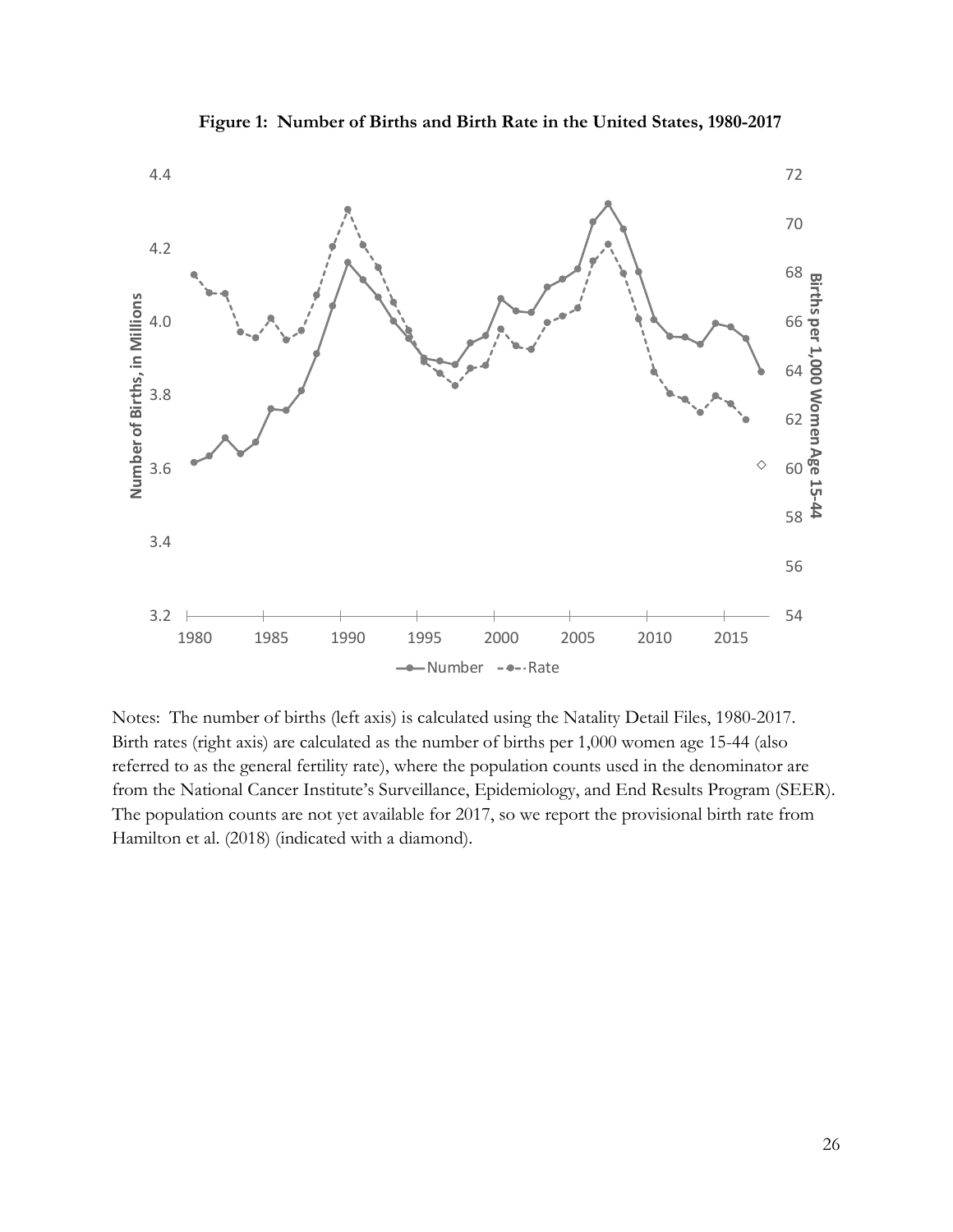**Figure 1: Number of Births and Birth Rate in the United States, 1980-2017**

Notes: The number of births (left axis) is calculated using the Natality Detail Files, 1980-2017. Birth rates (right axis) are calculated as the number of births per 1,000 women age 15-44 (also referred to as the general fertility rate), where the population counts used in the denominator are from the National Cancer Institute's Surveillance, Epidemiology, and End Results Program (SEER). The population counts are not yet available for 2017, so we report the provisional birth rate from Hamilton et al. (2018) (indicated with a diamond).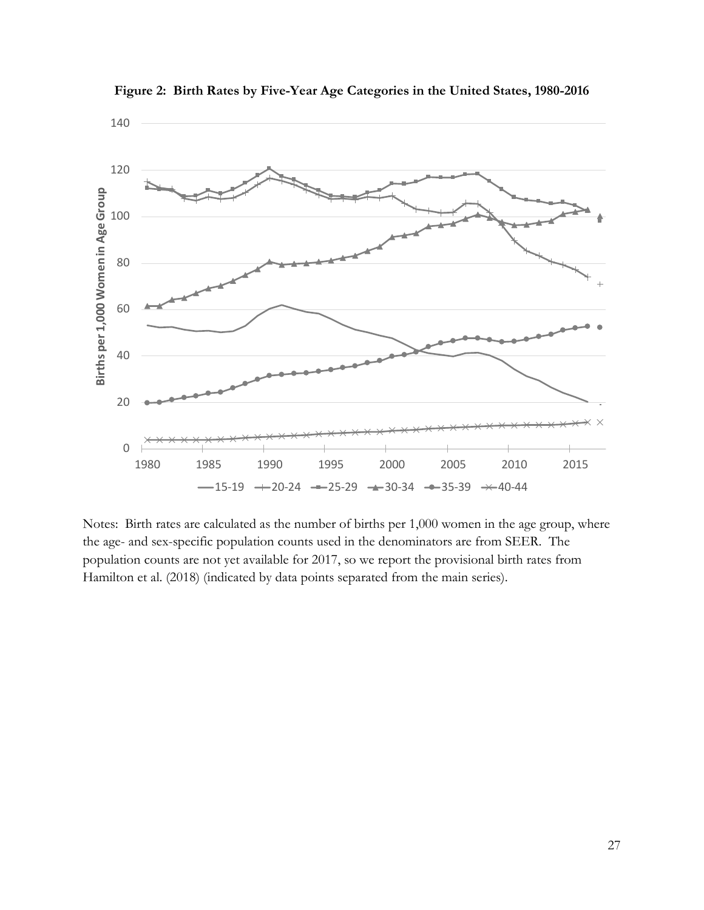**Figure 2: Birth Rates by Five-Year Age Categories in the United States, 1980-2016**

Notes: Birth rates are calculated as the number of births per 1,000 women in the age group, where the age- and sex-specific population counts used in the denominators are from SEER. The population counts are not yet available for 2017, so we report the provisional birth rates from Hamilton et al. (2018) (indicated by data points separated from the main series).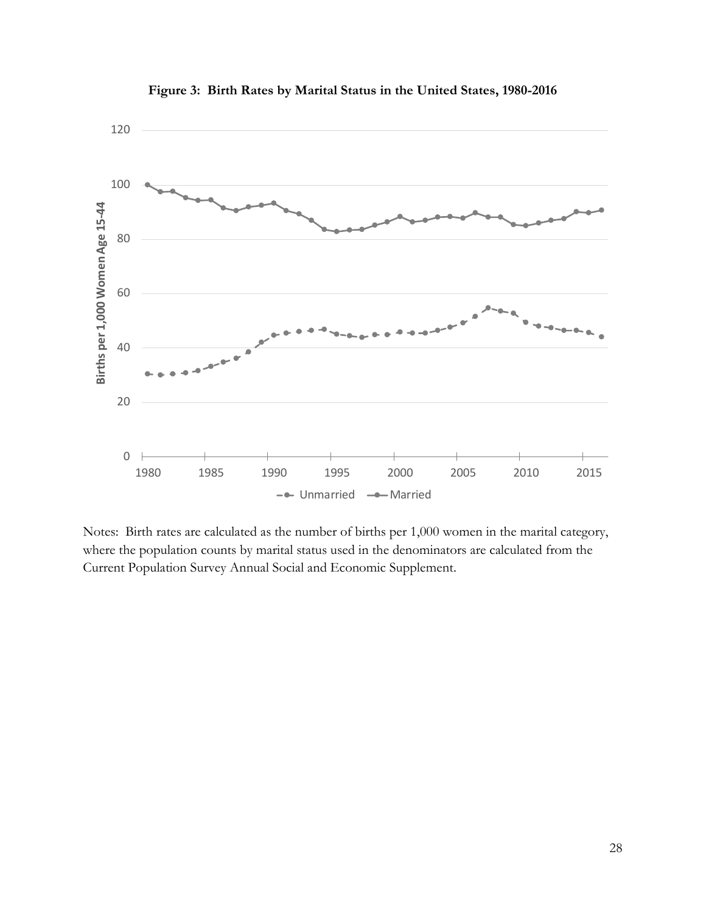**Figure 3: Birth Rates by Marital Status in the United States, 1980-2016**

Notes: Birth rates are calculated as the number of births per 1,000 women in the marital category, where the population counts by marital status used in the denominators are calculated from the Current Population Survey Annual Social and Economic Supplement.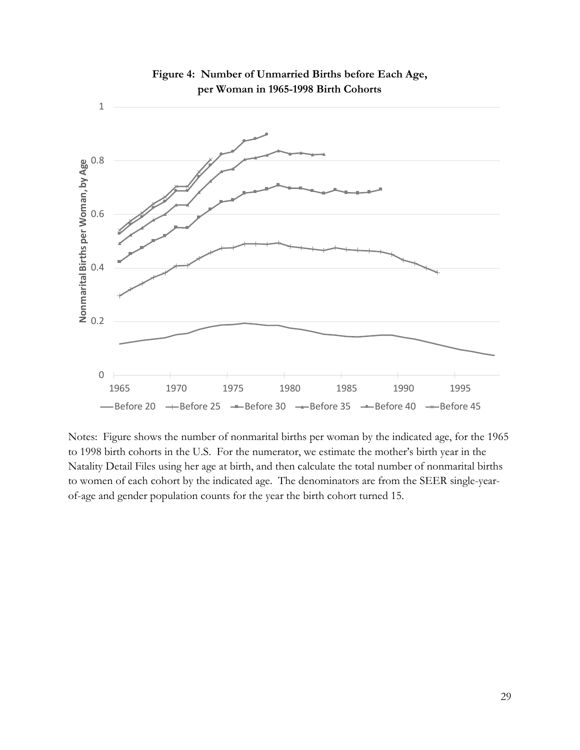**Figure 4: Number of Unmarried Births before Each Age, per Woman in 1965-1998 Birth Cohorts**

Notes: Figure shows the number of nonmarital births per woman by the indicated age, for the 1965 to 1998 birth cohorts in the U.S. For the numerator, we estimate the mother's birth year in the Natality Detail Files using her age at birth, and then calculate the total number of nonmarital births to women of each cohort by the indicated age. The denominators are from the SEER single-year-of-age and gender population counts for the year the birth cohort turned 15.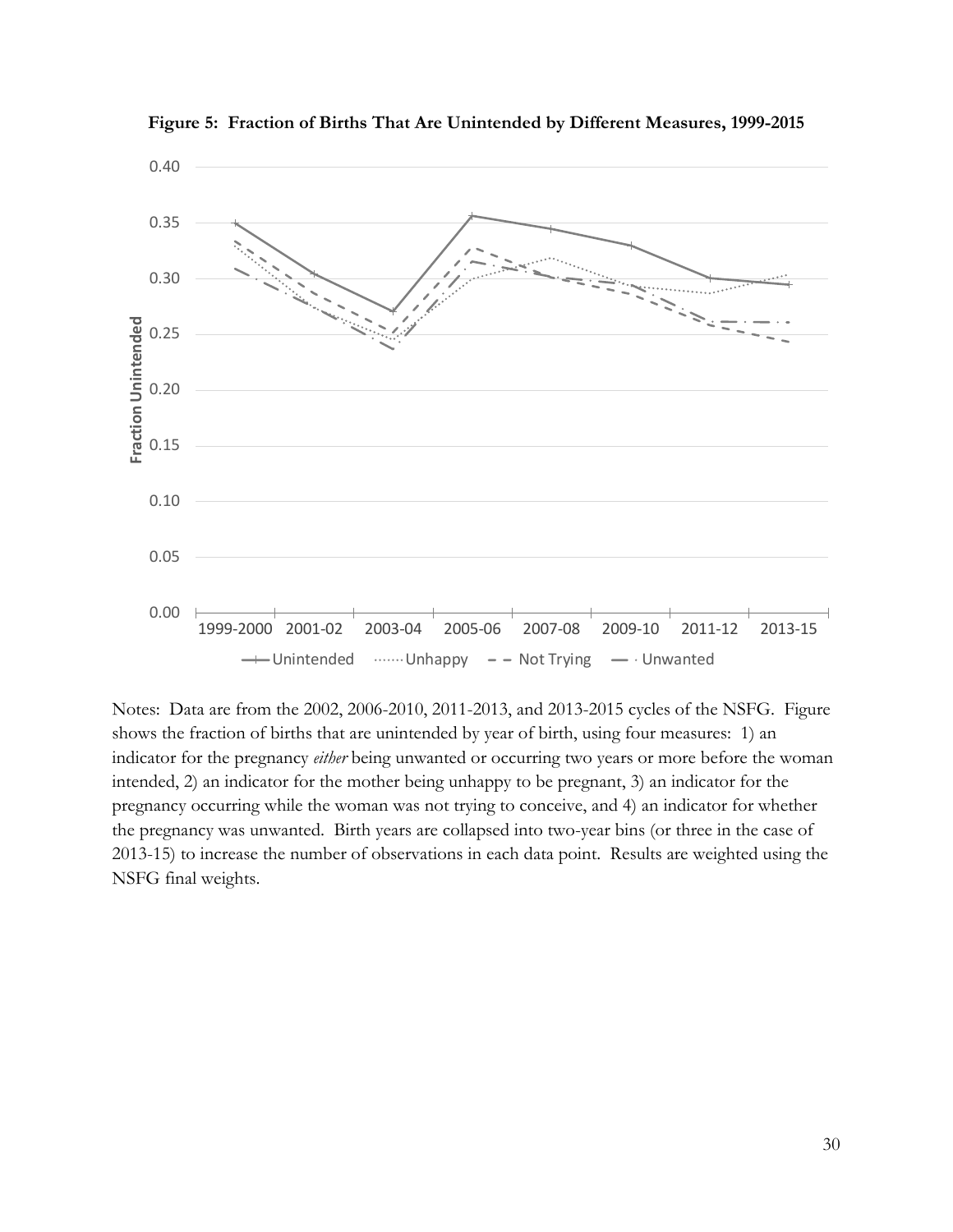**Figure 5: Fraction of Births That Are Unintended by Different Measures, 1999-2015**

Notes: Data are from the 2002, 2006-2010, 2011-2013, and 2013-2015 cycles of the NSFG. Figure shows the fraction of births that are unintended by year of birth, using four measures: 1) an indicator for the pregnancy *either* being unwanted or occurring two years or more before the woman intended, 2) an indicator for the mother being unhappy to be pregnant, 3) an indicator for the pregnancy occurring while the woman was not trying to conceive, and 4) an indicator for whether the pregnancy was unwanted. Birth years are collapsed into two-year bins (or three in the case of 2013-15) to increase the number of observations in each data point. Results are weighted using the NSFG final weights.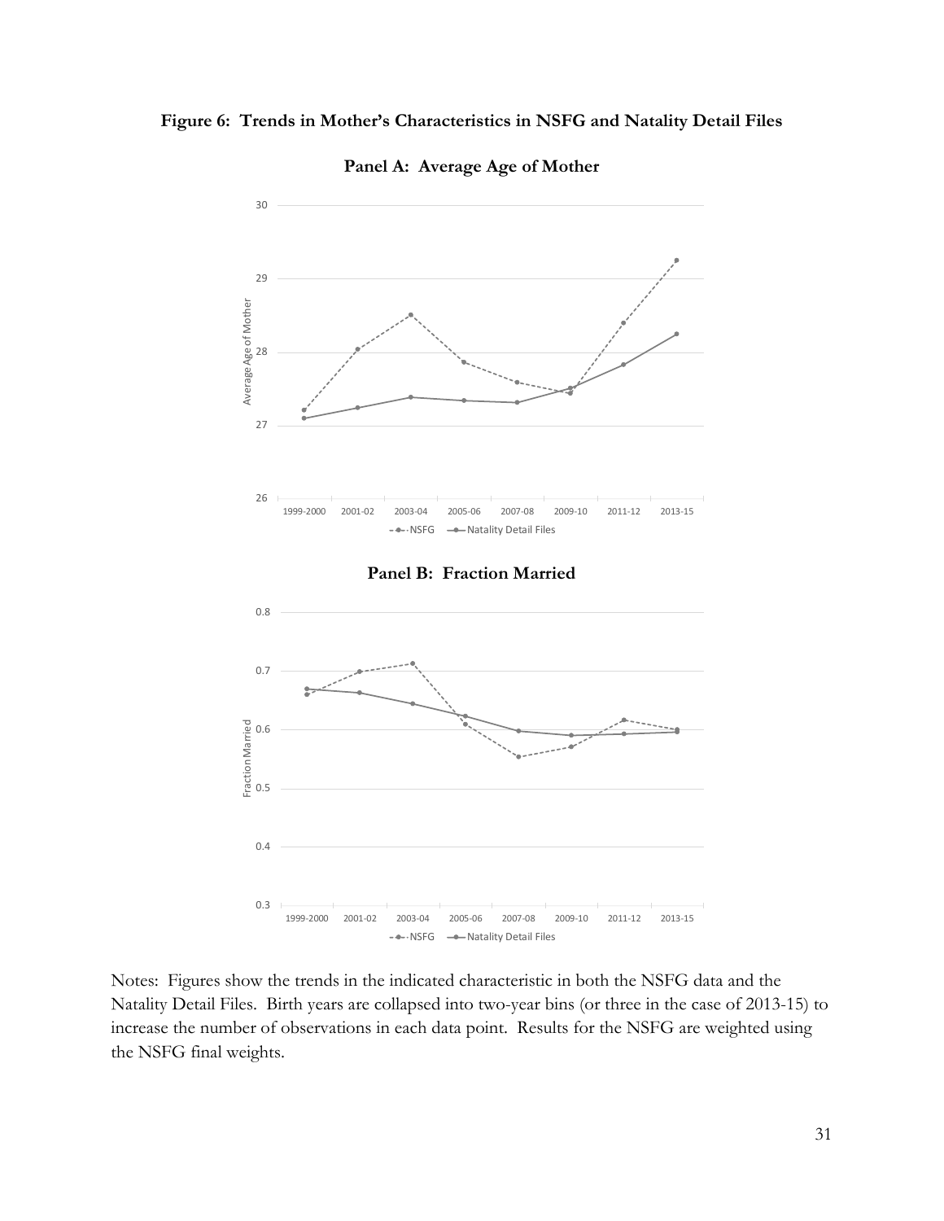**Figure 6: Trends in Mother's Characteristics in NSFG and Natality Detail Files**

**Panel A: Average Age of Mother**

**Panel B: Fraction Married**

Notes: Figures show the trends in the indicated characteristic in both the NSFG data and the Natality Detail Files. Birth years are collapsed into two-year bins (or three in the case of 2013-15) to increase the number of observations in each data point. Results for the NSFG are weighted using the NSFG final weights.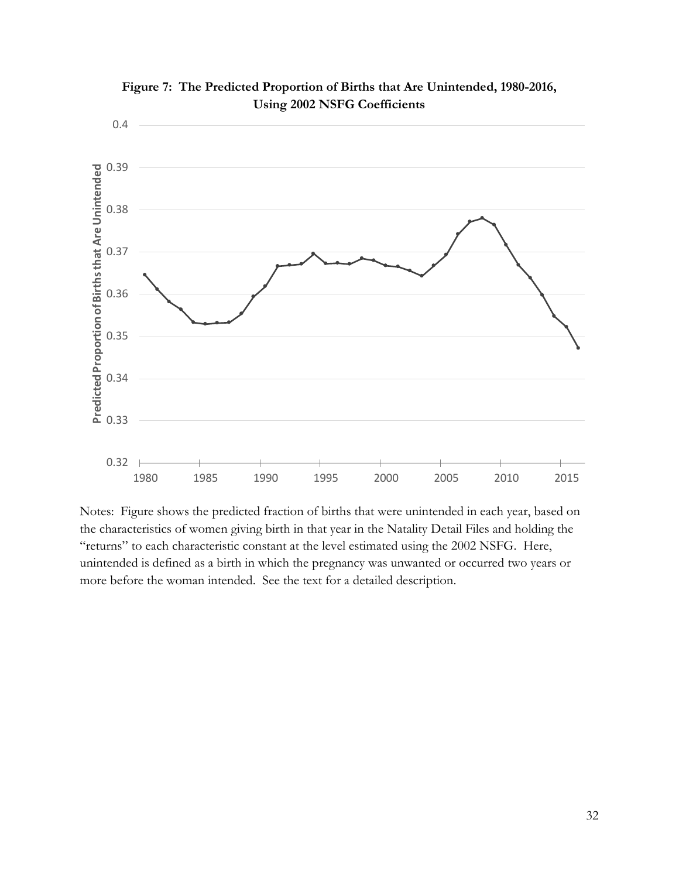**Figure 7: The Predicted Proportion of Births that Are Unintended, 1980-2016, Using 2002 NSFG Coefficients**

Notes: Figure shows the predicted fraction of births that were unintended in each year, based on the characteristics of women giving birth in that year in the Natality Detail Files and holding the "returns" to each characteristic constant at the level estimated using the 2002 NSFG. Here, unintended is defined as a birth in which the pregnancy was unwanted or occurred two years or more before the woman intended. See the text for a detailed description.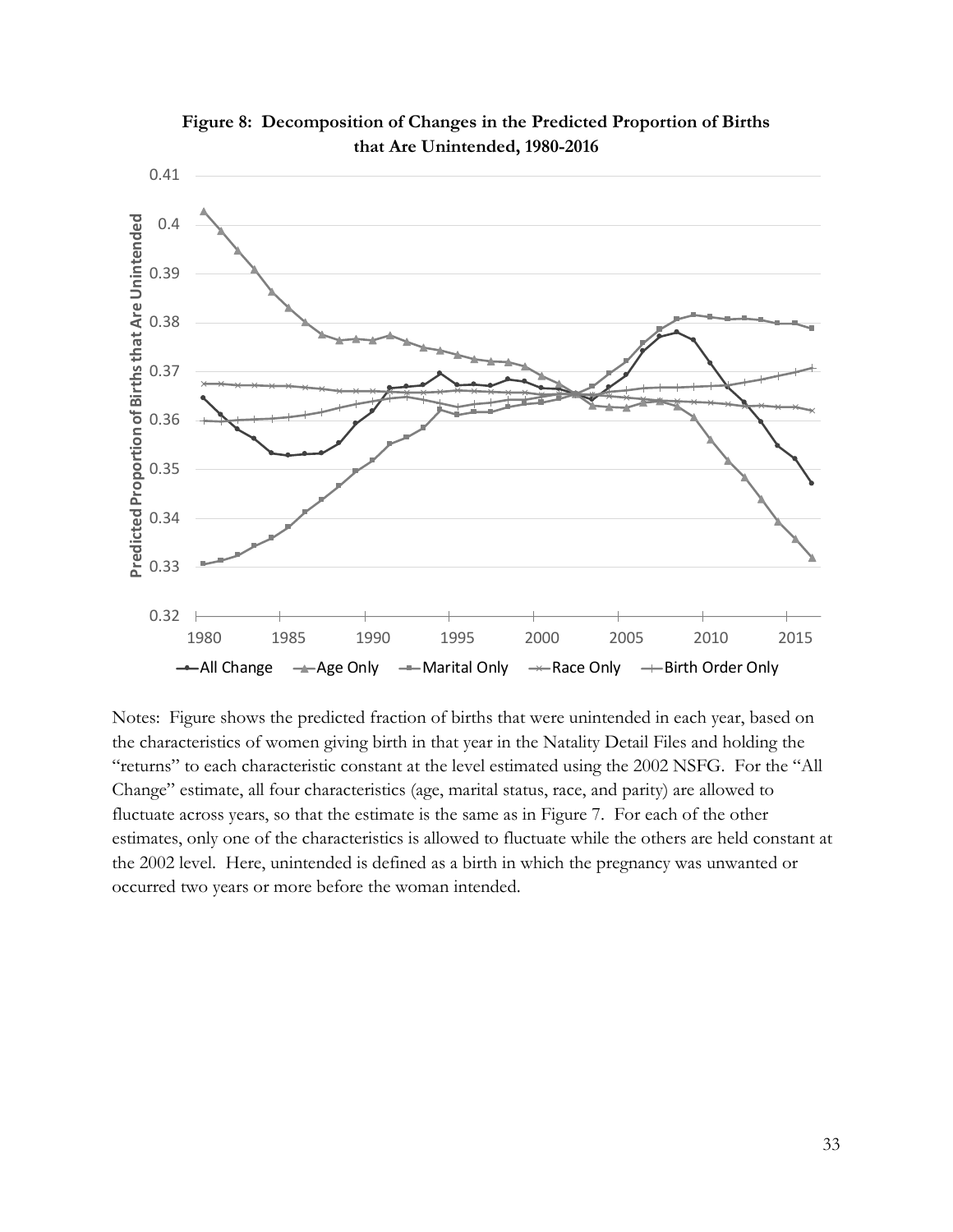**Figure 8: Decomposition of Changes in the Predicted Proportion of Births that Are Unintended, 1980-2016**

Notes: Figure shows the predicted fraction of births that were unintended in each year, based on the characteristics of women giving birth in that year in the Natality Detail Files and holding the "returns" to each characteristic constant at the level estimated using the 2002 NSFG. For the "All Change" estimate, all four characteristics (age, marital status, race, and parity) are allowed to fluctuate across years, so that the estimate is the same as in Figure 7. For each of the other estimates, only one of the characteristics is allowed to fluctuate while the others are held constant at the 2002 level. Here, unintended is defined as a birth in which the pregnancy was unwanted or occurred two years or more before the woman intended.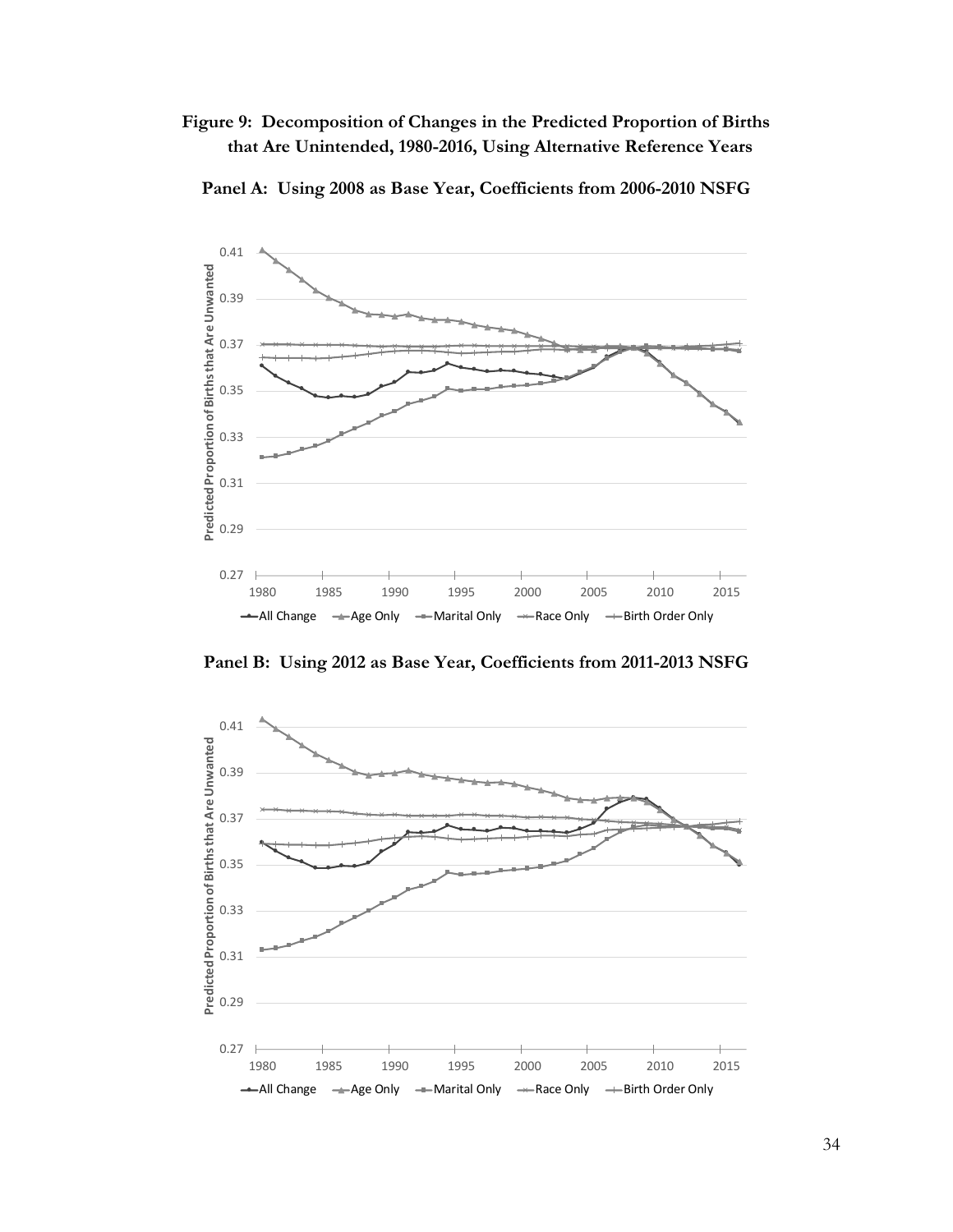**Figure 9: Decomposition of Changes in the Predicted Proportion of Births that Are Unintended, 1980-2016, Using Alternative Reference Years**

**Panel A: Using 2008 as Base Year, Coefficients from 2006-2010 NSFG**

**Panel B: Using 2012 as Base Year, Coefficients from 2011-2013 NSFG**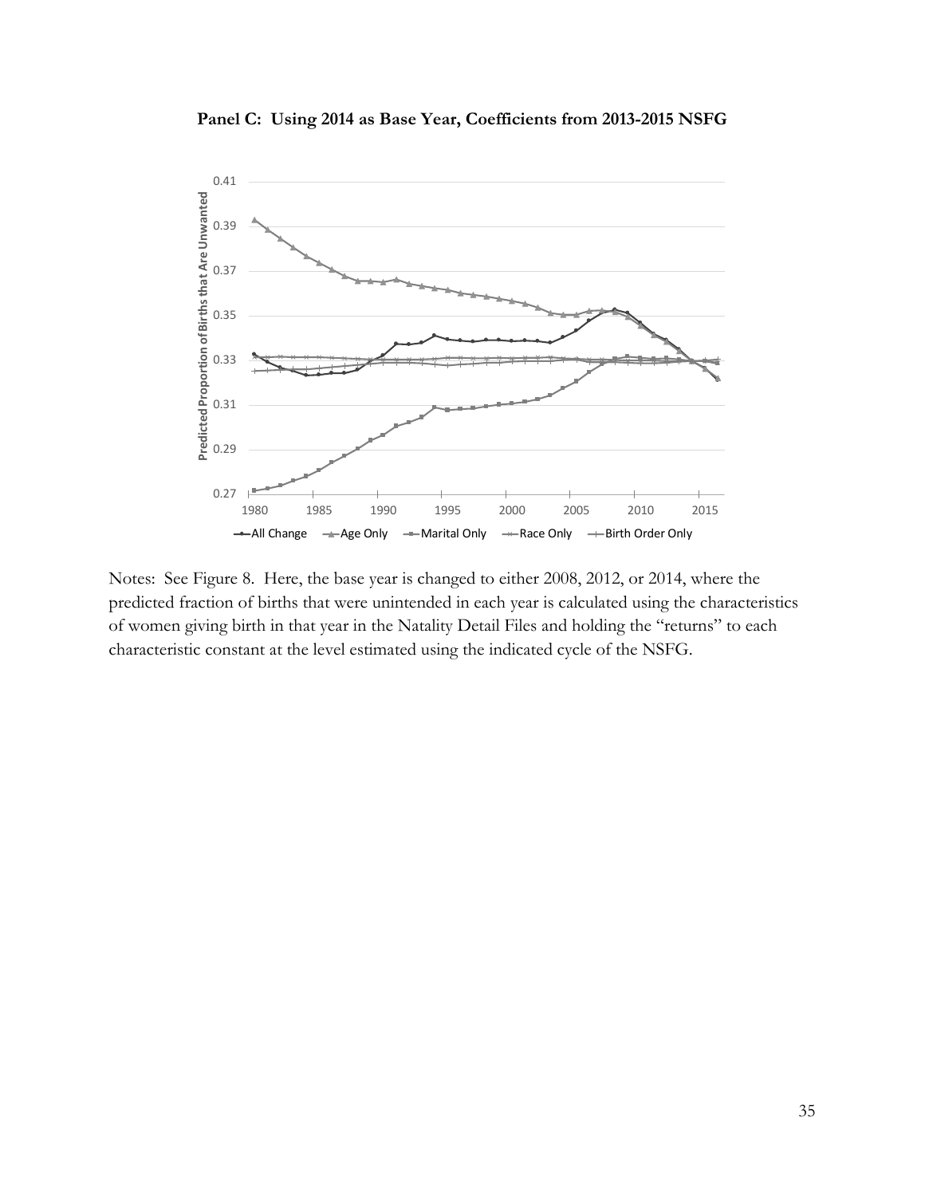**Panel C: Using 2014 as Base Year, Coefficients from 2013-2015 NSFG**

Notes: See Figure 8. Here, the base year is changed to either 2008, 2012, or 2014, where the predicted fraction of births that were unintended in each year is calculated using the characteristics of women giving birth in that year in the Natality Detail Files and holding the "returns" to each characteristic constant at the level estimated using the indicated cycle of the NSFG.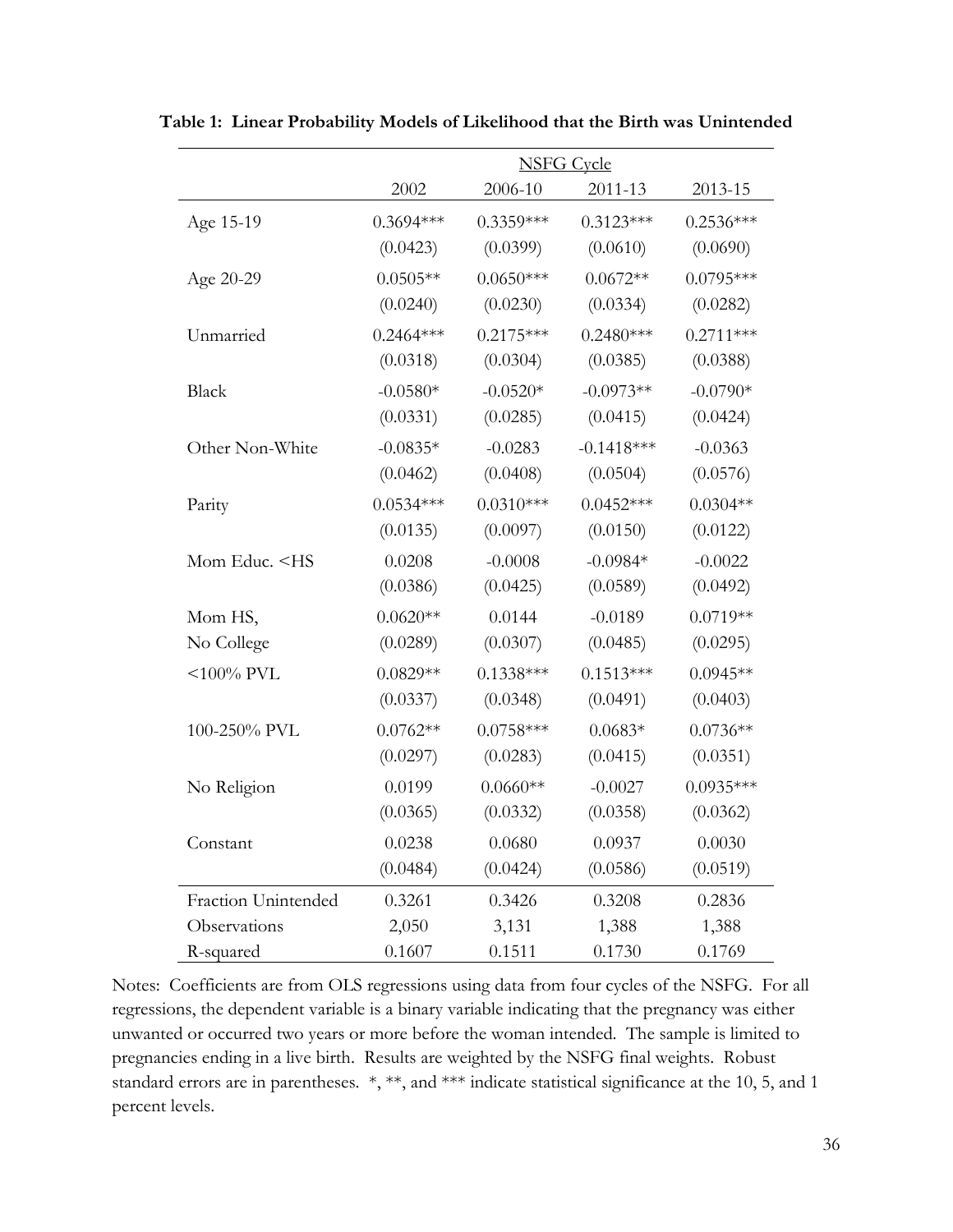**Table 1: Linear Probability Models of Likelihood that the Birth was Unintended**

| | NSFG Cycle | | | |
|---|---|---|---|---|
| | 2002 | 2006-10 | 2011-13 | 2013-15 |
| Age 15-19 | 0.3694*** | 0.3359*** | 0.3123*** | 0.2536*** |
| | (0.0423) | (0.0399) | (0.0610) | (0.0690) |
| Age 20-29 | 0.0505** | 0.0650*** | 0.0672** | 0.0795*** |
| | (0.0240) | (0.0230) | (0.0334) | (0.0282) |
| Unmarried | 0.2464*** | 0.2175*** | 0.2480*** | 0.2711*** |
| | (0.0318) | (0.0304) | (0.0385) | (0.0388) |
| Black | -0.0580* | -0.0520* | -0.0973** | -0.0790* |
| | (0.0331) | (0.0285) | (0.0415) | (0.0424) |
| Other Non-White | -0.0835* | -0.0283 | -0.1418*** | -0.0363 |
| | (0.0462) | (0.0408) | (0.0504) | (0.0576) |
| Parity | 0.0534*** | 0.0310*** | 0.0452*** | 0.0304** |
| | (0.0135) | (0.0097) | (0.0150) | (0.0122) |
| Mom Educ. <HS | 0.0208 | -0.0008 | -0.0984* | -0.0022 |
| | (0.0386) | (0.0425) | (0.0589) | (0.0492) |
| Mom HS, | 0.0620** | 0.0144 | -0.0189 | 0.0719** |
| No College | (0.0289) | (0.0307) | (0.0485) | (0.0295) |
| <100% PVL | 0.0829** | 0.1338*** | 0.1513*** | 0.0945** |
| | (0.0337) | (0.0348) | (0.0491) | (0.0403) |
| 100-250% PVL | 0.0762** | 0.0758*** | 0.0683* | 0.0736** |
| | (0.0297) | (0.0283) | (0.0415) | (0.0351) |
| No Religion | 0.0199 | 0.0660** | -0.0027 | 0.0935*** |
| | (0.0365) | (0.0332) | (0.0358) | (0.0362) |
| Constant | 0.0238 | 0.0680 | 0.0937 | 0.0030 |
| | (0.0484) | (0.0424) | (0.0586) | (0.0519) |
| Fraction Unintended | 0.3261 | 0.3426 | 0.3208 | 0.2836 |
| Observations | 2,050 | 3,131 | 1,388 | 1,388 |
| R-squared | 0.1607 | 0.1511 | 0.1730 | 0.1769 |

Notes: Coefficients are from OLS regressions using data from four cycles of the NSFG. For all regressions, the dependent variable is a binary variable indicating that the pregnancy was either unwanted or occurred two years or more before the woman intended. The sample is limited to pregnancies ending in a live birth. Results are weighted by the NSFG final weights. Robust standard errors are in parentheses. *, **, and *** indicate statistical significance at the 10, 5, and 1 percent levels.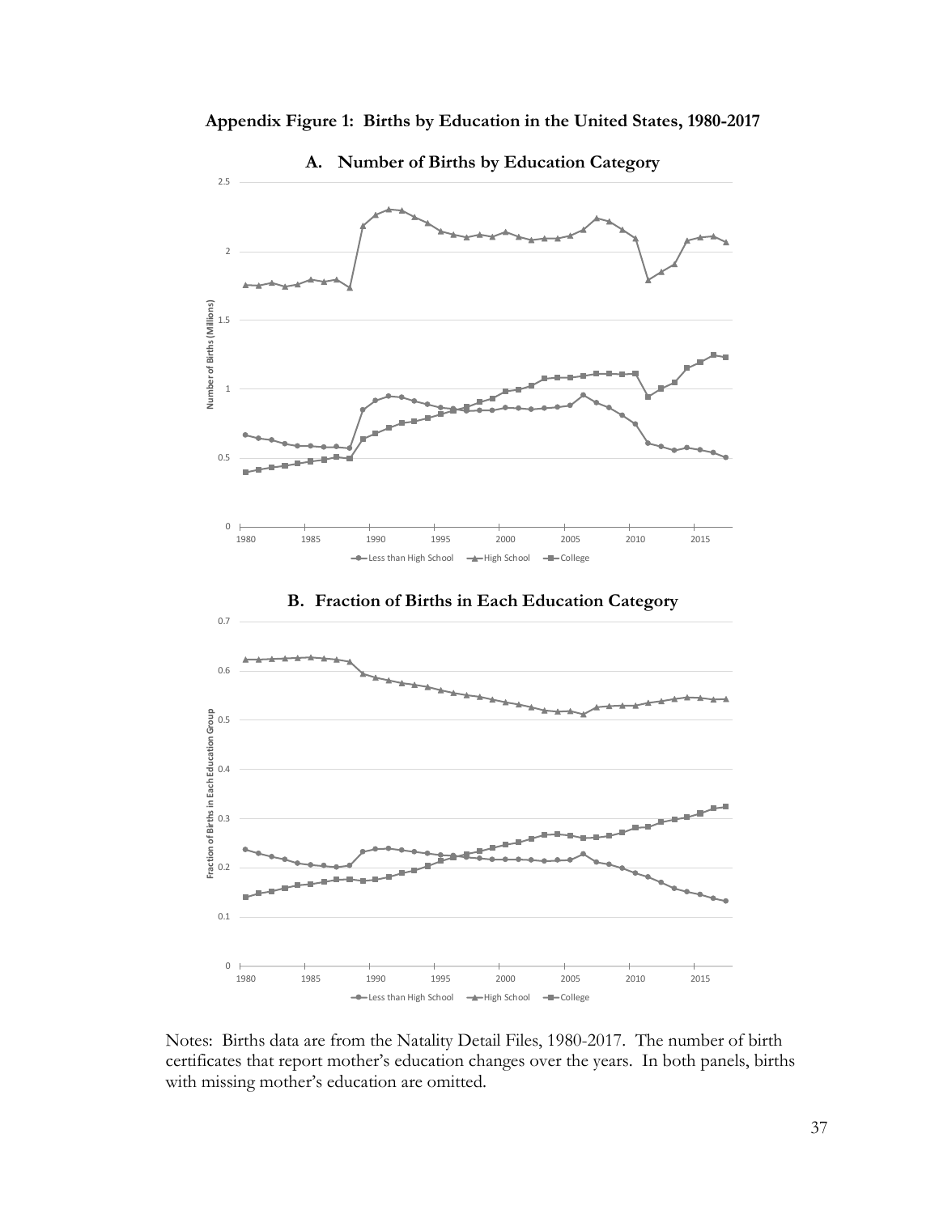**Appendix Figure 1: Births by Education in the United States, 1980-2017**

**A. Number of Births by Education Category**

**B. Fraction of Births in Each Education Category**

Notes: Births data are from the Natality Detail Files, 1980-2017. The number of birth certificates that report mother's education changes over the years. In both panels, births with missing mother's education are omitted.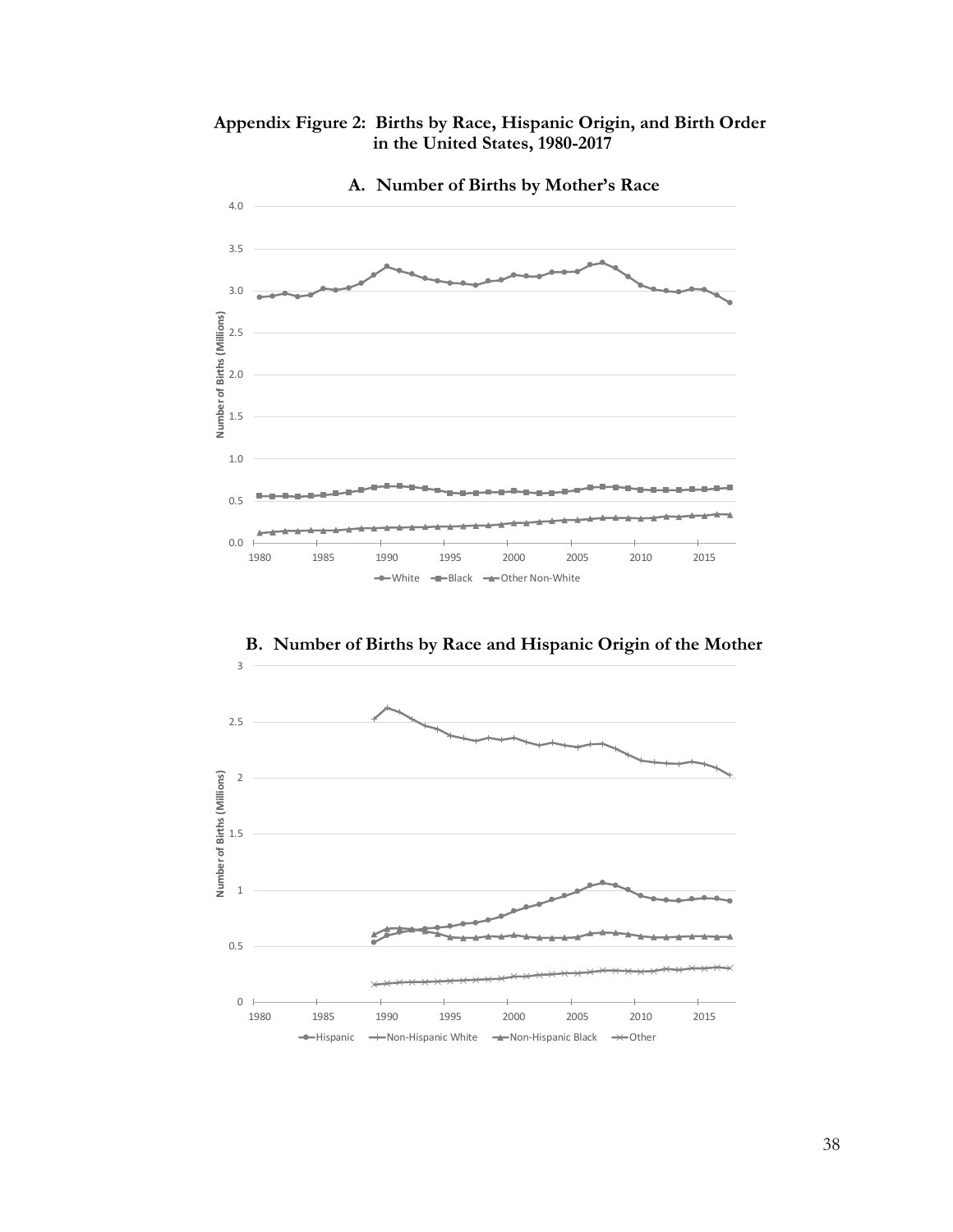**Appendix Figure 2: Births by Race, Hispanic Origin, and Birth Order in the United States, 1980-2017**

**A. Number of Births by Mother's Race**

**B. Number of Births by Race and Hispanic Origin of the Mother**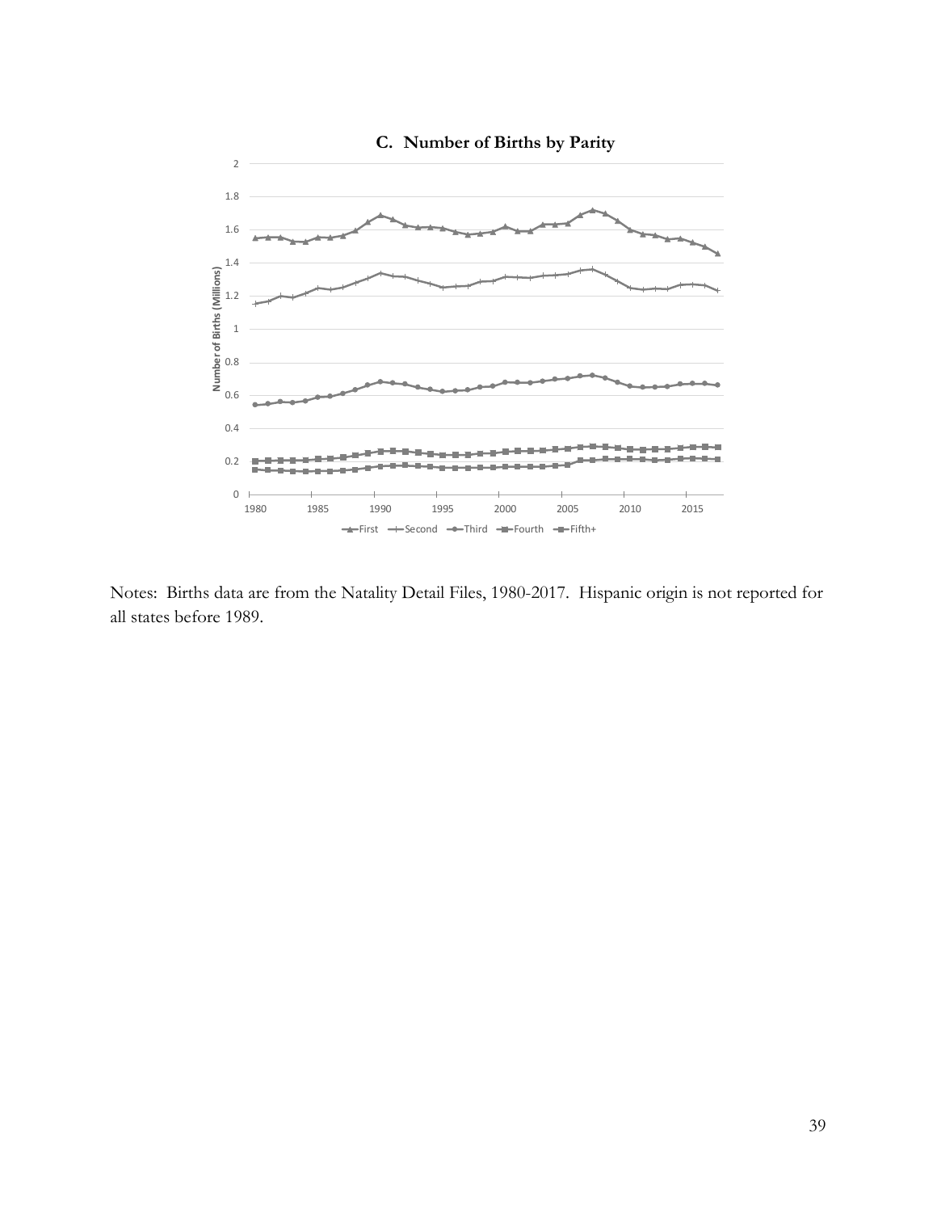**C. Number of Births by Parity**

Notes: Births data are from the Natality Detail Files, 1980-2017. Hispanic origin is not reported for all states before 1989.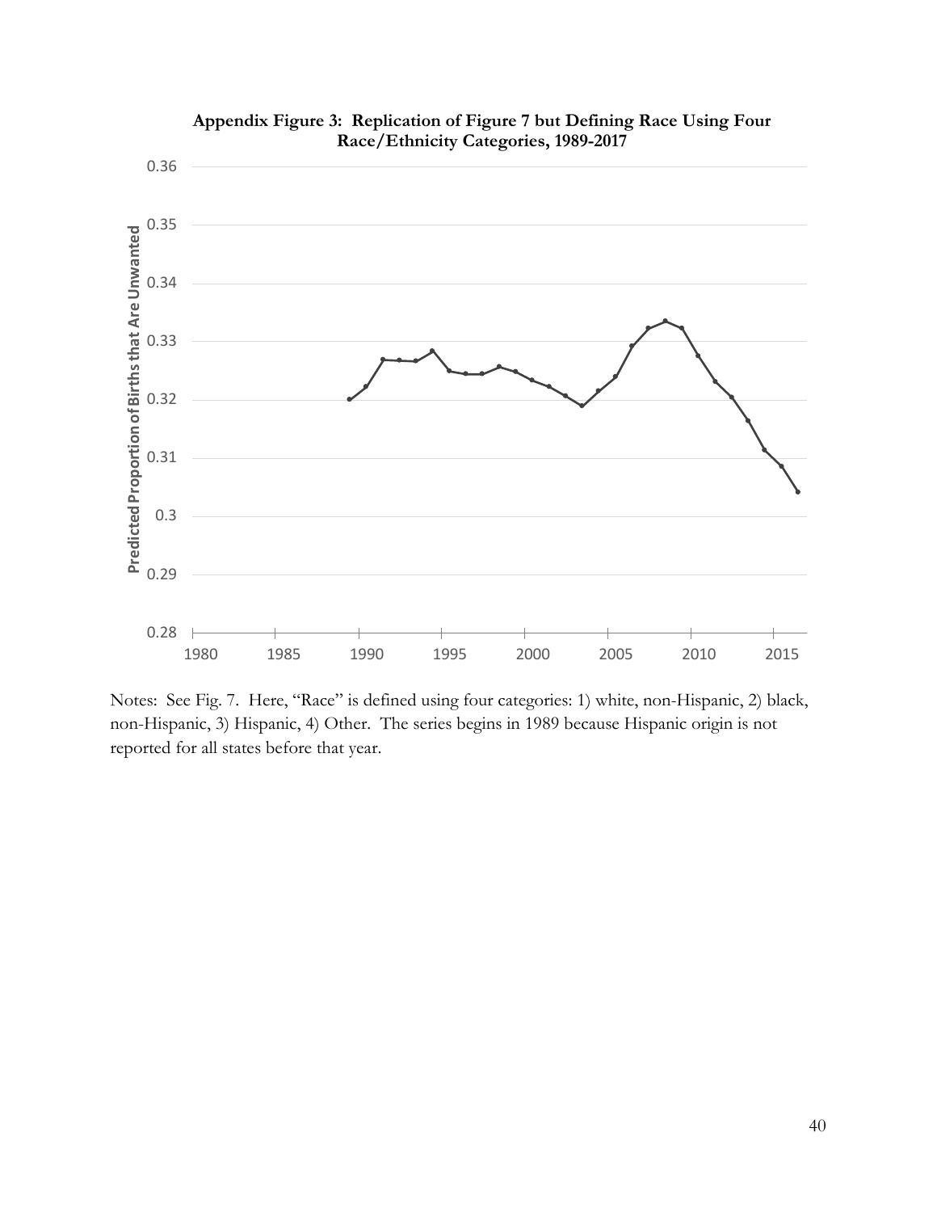**Appendix Figure 3: Replication of Figure 7 but Defining Race Using Four Race/Ethnicity Categories, 1989-2017**

Notes: See Fig. 7. Here, "Race" is defined using four categories: 1) white, non-Hispanic, 2) black, non-Hispanic, 3) Hispanic, 4) Other. The series begins in 1989 because Hispanic origin is not reported for all states before that year.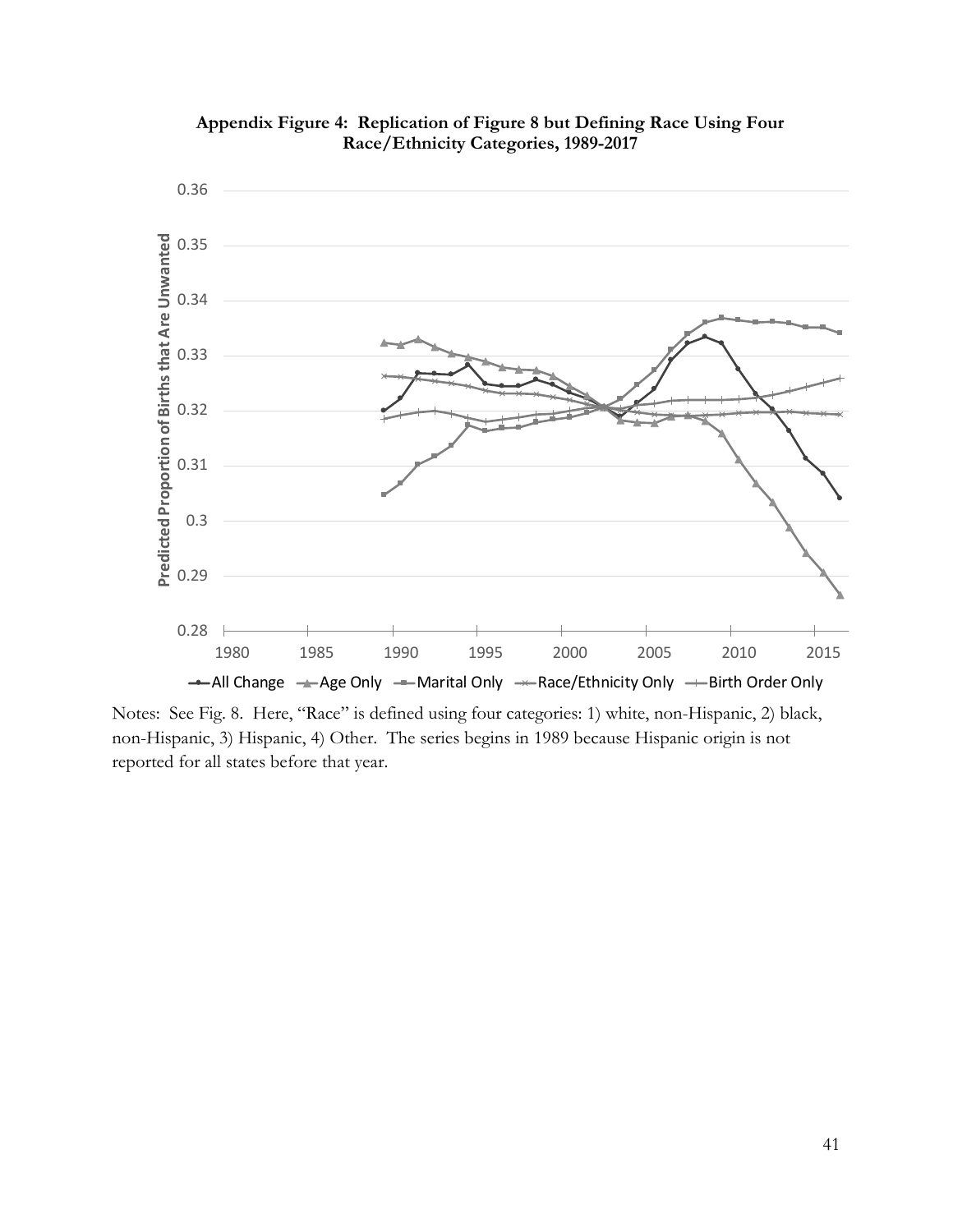**Appendix Figure 4: Replication of Figure 8 but Defining Race Using Four Race/Ethnicity Categories, 1989-2017**

Notes: See Fig. 8. Here, "Race" is defined using four categories: 1) white, non-Hispanic, 2) black, non-Hispanic, 3) Hispanic, 4) Other. The series begins in 1989 because Hispanic origin is not reported for all states before that year.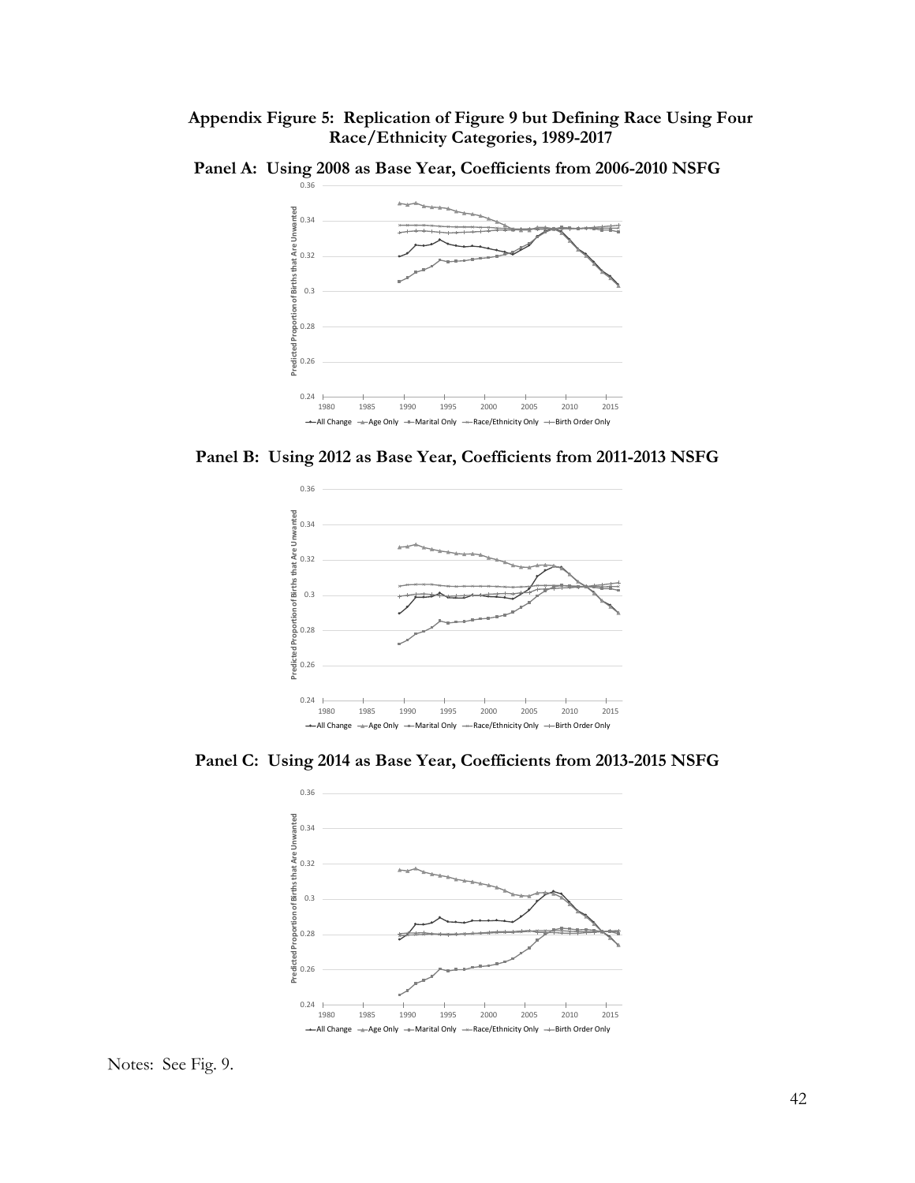**Appendix Figure 5: Replication of Figure 9 but Defining Race Using Four Race/Ethnicity Categories, 1989-2017**

**Panel A: Using 2008 as Base Year, Coefficients from 2006-2010 NSFG**

**Panel B: Using 2012 as Base Year, Coefficients from 2011-2013 NSFG**

**Panel C: Using 2014 as Base Year, Coefficients from 2013-2015 NSFG**

Notes: See Fig. 9.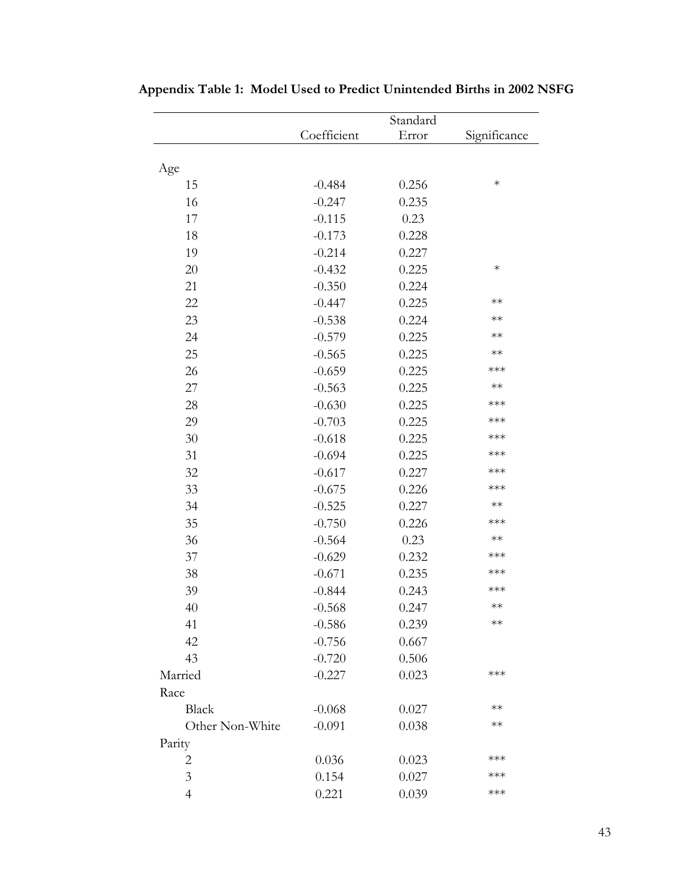**Appendix Table 1: Model Used to Predict Unintended Births in 2002 NSFG**

| | Coefficient | Standard Error | Significance |
|---|---|---|---|
| Age | | | |
| 15 | -0.484 | 0.256 | * |
| 16 | -0.247 | 0.235 | |
| 17 | -0.115 | 0.23 | |
| 18 | -0.173 | 0.228 | |
| 19 | -0.214 | 0.227 | |
| 20 | -0.432 | 0.225 | * |
| 21 | -0.350 | 0.224 | |
| 22 | -0.447 | 0.225 | ** |
| 23 | -0.538 | 0.224 | ** |
| 24 | -0.579 | 0.225 | ** |
| 25 | -0.565 | 0.225 | ** |
| 26 | -0.659 | 0.225 | *** |
| 27 | -0.563 | 0.225 | ** |
| 28 | -0.630 | 0.225 | *** |
| 29 | -0.703 | 0.225 | *** |
| 30 | -0.618 | 0.225 | *** |
| 31 | -0.694 | 0.225 | *** |
| 32 | -0.617 | 0.227 | *** |
| 33 | -0.675 | 0.226 | *** |
| 34 | -0.525 | 0.227 | ** |
| 35 | -0.750 | 0.226 | *** |
| 36 | -0.564 | 0.23 | ** |
| 37 | -0.629 | 0.232 | *** |
| 38 | -0.671 | 0.235 | *** |
| 39 | -0.844 | 0.243 | *** |
| 40 | -0.568 | 0.247 | ** |
| 41 | -0.586 | 0.239 | ** |
| 42 | -0.756 | 0.667 | |
| 43 | -0.720 | 0.506 | |
| Married | -0.227 | 0.023 | *** |
| Race | | | |
| Black | -0.068 | 0.027 | ** |
| Other Non-White | -0.091 | 0.038 | ** |
| Parity | | | |
| 2 | 0.036 | 0.023 | *** |
| 3 | 0.154 | 0.027 | *** |
| 4 | 0.221 | 0.039 | *** |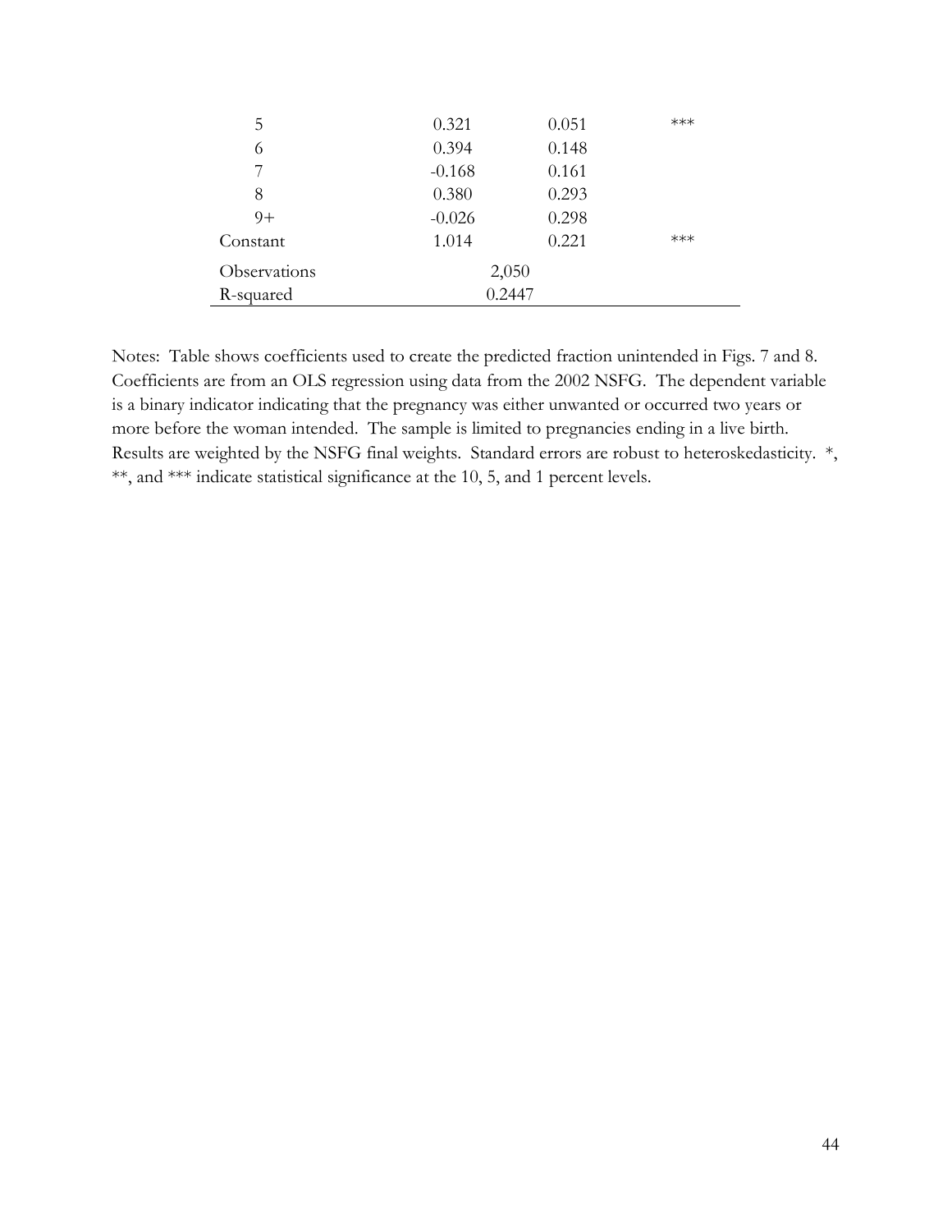| | | | |
|---|---|---|---|
| 5 | 0.321 | 0.051 | *** |
| 6 | 0.394 | 0.148 | |
| 7 | -0.168 | 0.161 | |
| 8 | 0.380 | 0.293 | |
| 9+ | -0.026 | 0.298 | |
| Constant | 1.014 | 0.221 | *** |
| Observations | 2,050 | | |
| R-squared | 0.2447 | | |

Notes: Table shows coefficients used to create the predicted fraction unintended in Figs. 7 and 8. Coefficients are from an OLS regression using data from the 2002 NSFG. The dependent variable is a binary indicator indicating that the pregnancy was either unwanted or occurred two years or more before the woman intended. The sample is limited to pregnancies ending in a live birth. Results are weighted by the NSFG final weights. Standard errors are robust to heteroskedasticity. *, **, and *** indicate statistical significance at the 10, 5, and 1 percent levels.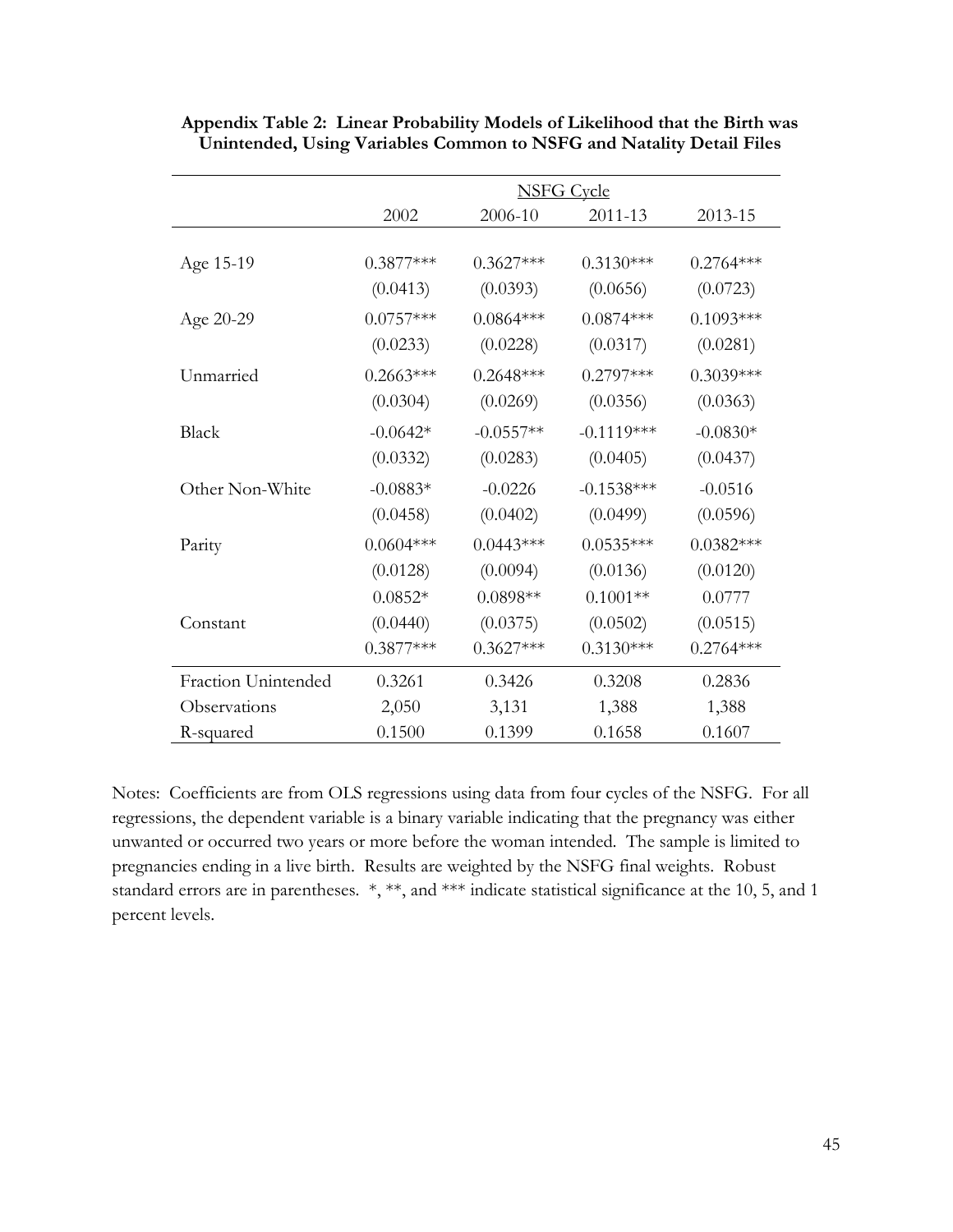**Appendix Table 2: Linear Probability Models of Likelihood that the Birth was Unintended, Using Variables Common to NSFG and Natality Detail Files**

| | NSFG Cycle | | | |
|---|---|---|---|---|
| | 2002 | 2006-10 | 2011-13 | 2013-15 |
| Age 15-19 | 0.3877*** | 0.3627*** | 0.3130*** | 0.2764*** |
| | (0.0413) | (0.0393) | (0.0656) | (0.0723) |
| Age 20-29 | 0.0757*** | 0.0864*** | 0.0874*** | 0.1093*** |
| | (0.0233) | (0.0228) | (0.0317) | (0.0281) |
| Unmarried | 0.2663*** | 0.2648*** | 0.2797*** | 0.3039*** |
| | (0.0304) | (0.0269) | (0.0356) | (0.0363) |
| Black | -0.0642* | -0.0557** | -0.1119*** | -0.0830* |
| | (0.0332) | (0.0283) | (0.0405) | (0.0437) |
| Other Non-White | -0.0883* | -0.0226 | -0.1538*** | -0.0516 |
| | (0.0458) | (0.0402) | (0.0499) | (0.0596) |
| Parity | 0.0604*** | 0.0443*** | 0.0535*** | 0.0382*** |
| | (0.0128) | (0.0094) | (0.0136) | (0.0120) |
| | 0.0852* | 0.0898** | 0.1001** | 0.0777 |
| Constant | (0.0440) | (0.0375) | (0.0502) | (0.0515) |
| | 0.3877*** | 0.3627*** | 0.3130*** | 0.2764*** |
| Fraction Unintended | 0.3261 | 0.3426 | 0.3208 | 0.2836 |
| Observations | 2,050 | 3,131 | 1,388 | 1,388 |
| R-squared | 0.1500 | 0.1399 | 0.1658 | 0.1607 |

Notes: Coefficients are from OLS regressions using data from four cycles of the NSFG. For all regressions, the dependent variable is a binary variable indicating that the pregnancy was either unwanted or occurred two years or more before the woman intended. The sample is limited to pregnancies ending in a live birth. Results are weighted by the NSFG final weights. Robust standard errors are in parentheses. *, **, and *** indicate statistical significance at the 10, 5, and 1 percent levels.